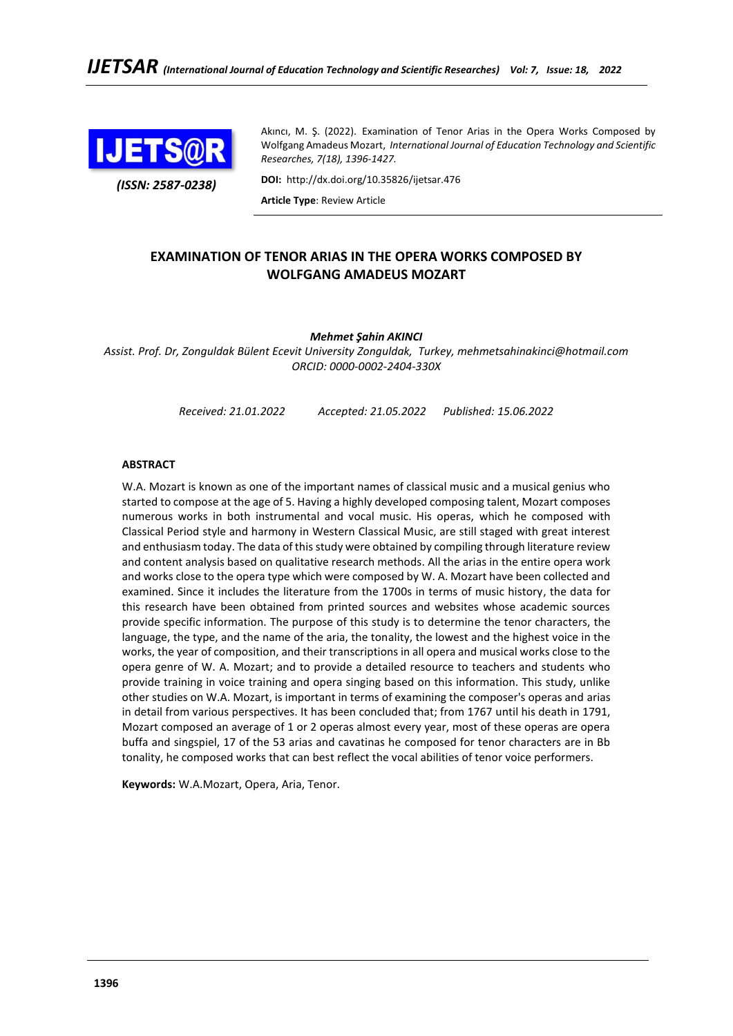Akıncı, M. Ş. (2022). Examination of Tenor Arias in the Opera Works Composed by Wolfgang Amadeus Mozart, *International Journal of Education Technology and Scientific Researches, 7(18), 1396-1427.*

*(ISSN: 2587-0238)*

**DOI:** http://dx.doi.org/10.35826/ijetsar.476

**Article Type**: Review Article

# EXAMINATION OF TENOR ARIAS IN THE OPERA WORKS COMPOSED BY WOLFGANG AMADEUS MOZART

***Mehmet Şahin AKINCI***

*Assist. Prof. Dr, Zonguldak Bülent Ecevit University Zonguldak, Turkey, mehmetsahinakinci@hotmail.com*
*ORCID: 0000-0002-2404-330X*

*Received: 21.01.2022 Accepted: 21.05.2022 Published: 15.06.2022*

## ABSTRACT

W.A. Mozart is known as one of the important names of classical music and a musical genius who started to compose at the age of 5. Having a highly developed composing talent, Mozart composes numerous works in both instrumental and vocal music. His operas, which he composed with Classical Period style and harmony in Western Classical Music, are still staged with great interest and enthusiasm today. The data of this study were obtained by compiling through literature review and content analysis based on qualitative research methods. All the arias in the entire opera work and works close to the opera type which were composed by W. A. Mozart have been collected and examined. Since it includes the literature from the 1700s in terms of music history, the data for this research have been obtained from printed sources and websites whose academic sources provide specific information. The purpose of this study is to determine the tenor characters, the language, the type, and the name of the aria, the tonality, the lowest and the highest voice in the works, the year of composition, and their transcriptions in all opera and musical works close to the opera genre of W. A. Mozart; and to provide a detailed resource to teachers and students who provide training in voice training and opera singing based on this information. This study, unlike other studies on W.A. Mozart, is important in terms of examining the composer's operas and arias in detail from various perspectives. It has been concluded that; from 1767 until his death in 1791, Mozart composed an average of 1 or 2 operas almost every year, most of these operas are opera buffa and singspiel, 17 of the 53 arias and cavatinas he composed for tenor characters are in Bb tonality, he composed works that can best reflect the vocal abilities of tenor voice performers.

**Keywords:** W.A.Mozart, Opera, Aria, Tenor.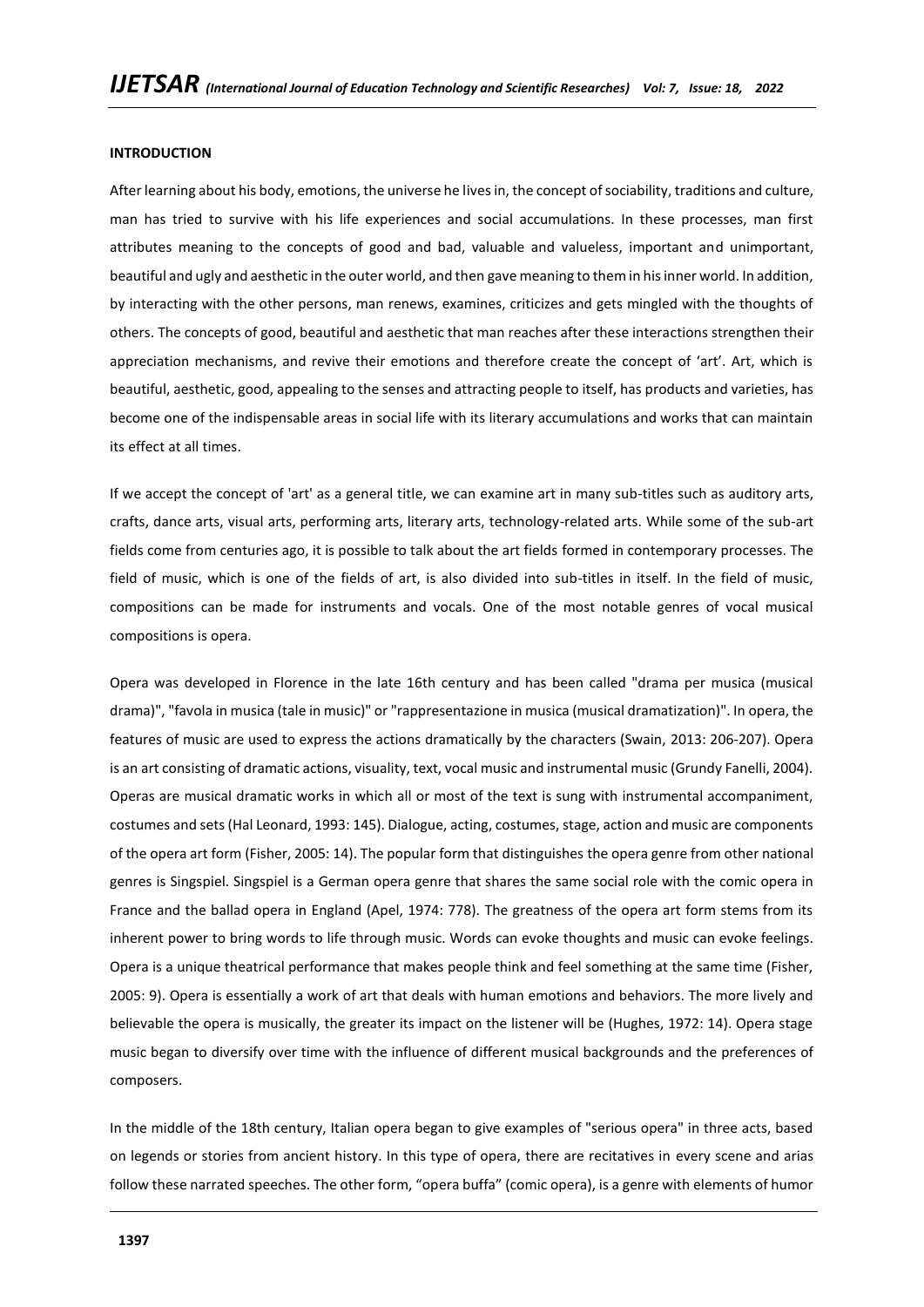## INTRODUCTION

After learning about his body, emotions, the universe he lives in, the concept of sociability, traditions and culture, man has tried to survive with his life experiences and social accumulations. In these processes, man first attributes meaning to the concepts of good and bad, valuable and valueless, important and unimportant, beautiful and ugly and aesthetic in the outer world, and then gave meaning to them in his inner world. In addition, by interacting with the other persons, man renews, examines, criticizes and gets mingled with the thoughts of others. The concepts of good, beautiful and aesthetic that man reaches after these interactions strengthen their appreciation mechanisms, and revive their emotions and therefore create the concept of 'art'. Art, which is beautiful, aesthetic, good, appealing to the senses and attracting people to itself, has products and varieties, has become one of the indispensable areas in social life with its literary accumulations and works that can maintain its effect at all times.

If we accept the concept of 'art' as a general title, we can examine art in many sub-titles such as auditory arts, crafts, dance arts, visual arts, performing arts, literary arts, technology-related arts. While some of the sub-art fields come from centuries ago, it is possible to talk about the art fields formed in contemporary processes. The field of music, which is one of the fields of art, is also divided into sub-titles in itself. In the field of music, compositions can be made for instruments and vocals. One of the most notable genres of vocal musical compositions is opera.

Opera was developed in Florence in the late 16th century and has been called "drama per musica (musical drama)", "favola in musica (tale in music)" or "rappresentazione in musica (musical dramatization)". In opera, the features of music are used to express the actions dramatically by the characters (Swain, 2013: 206-207). Opera is an art consisting of dramatic actions, visuality, text, vocal music and instrumental music (Grundy Fanelli, 2004). Operas are musical dramatic works in which all or most of the text is sung with instrumental accompaniment, costumes and sets (Hal Leonard, 1993: 145). Dialogue, acting, costumes, stage, action and music are components of the opera art form (Fisher, 2005: 14). The popular form that distinguishes the opera genre from other national genres is Singspiel. Singspiel is a German opera genre that shares the same social role with the comic opera in France and the ballad opera in England (Apel, 1974: 778). The greatness of the opera art form stems from its inherent power to bring words to life through music. Words can evoke thoughts and music can evoke feelings. Opera is a unique theatrical performance that makes people think and feel something at the same time (Fisher, 2005: 9). Opera is essentially a work of art that deals with human emotions and behaviors. The more lively and believable the opera is musically, the greater its impact on the listener will be (Hughes, 1972: 14). Opera stage music began to diversify over time with the influence of different musical backgrounds and the preferences of composers.

In the middle of the 18th century, Italian opera began to give examples of "serious opera" in three acts, based on legends or stories from ancient history. In this type of opera, there are recitatives in every scene and arias follow these narrated speeches. The other form, "opera buffa" (comic opera), is a genre with elements of humor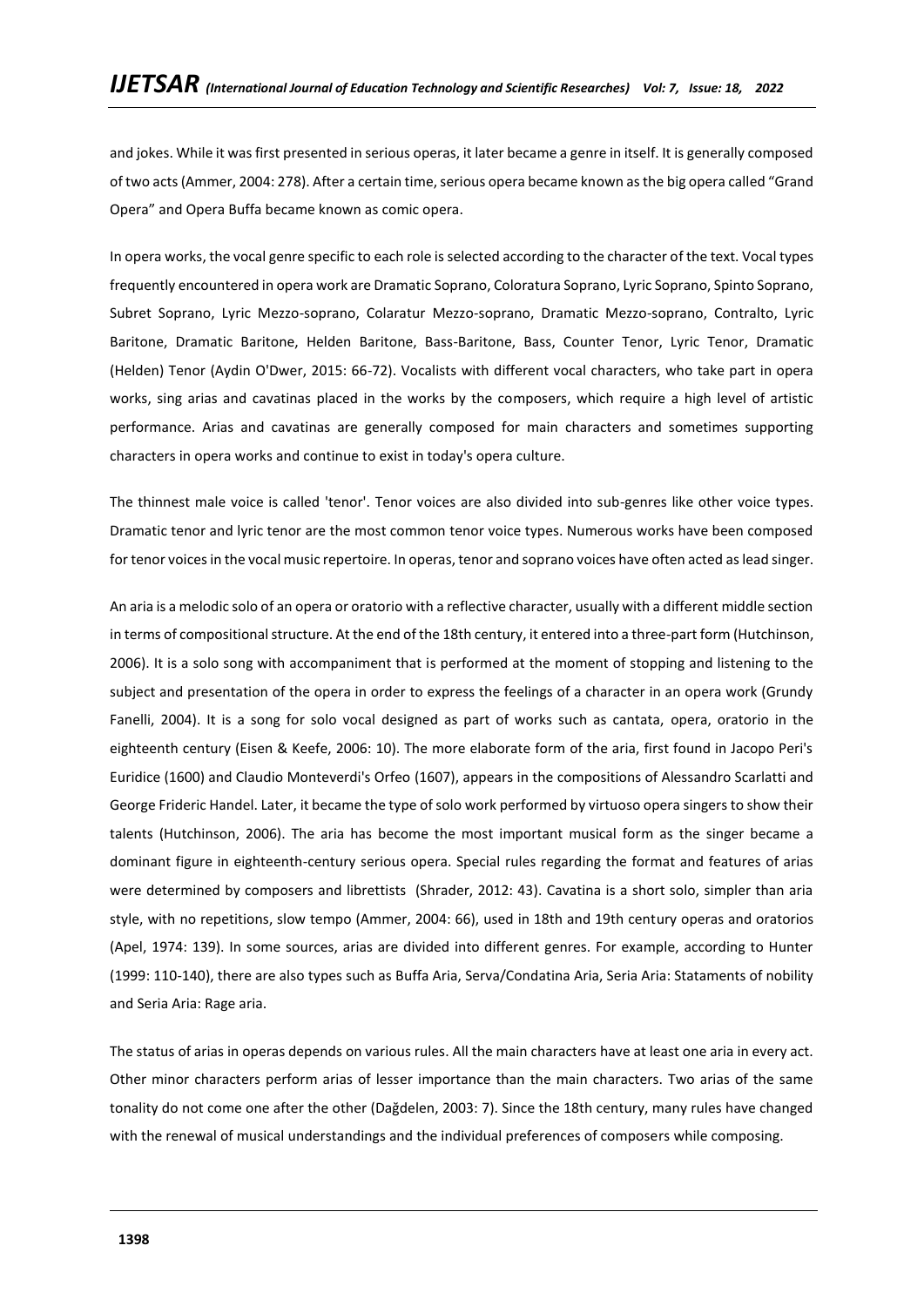and jokes. While it was first presented in serious operas, it later became a genre in itself. It is generally composed of two acts (Ammer, 2004: 278). After a certain time, serious opera became known as the big opera called "Grand Opera" and Opera Buffa became known as comic opera.

In opera works, the vocal genre specific to each role is selected according to the character of the text. Vocal types frequently encountered in opera work are Dramatic Soprano, Coloratura Soprano, Lyric Soprano, Spinto Soprano, Subret Soprano, Lyric Mezzo-soprano, Colaratur Mezzo-soprano, Dramatic Mezzo-soprano, Contralto, Lyric Baritone, Dramatic Baritone, Helden Baritone, Bass-Baritone, Bass, Counter Tenor, Lyric Tenor, Dramatic (Helden) Tenor (Aydin O'Dwer, 2015: 66-72). Vocalists with different vocal characters, who take part in opera works, sing arias and cavatinas placed in the works by the composers, which require a high level of artistic performance. Arias and cavatinas are generally composed for main characters and sometimes supporting characters in opera works and continue to exist in today's opera culture.

The thinnest male voice is called 'tenor'. Tenor voices are also divided into sub-genres like other voice types. Dramatic tenor and lyric tenor are the most common tenor voice types. Numerous works have been composed for tenor voices in the vocal music repertoire. In operas, tenor and soprano voices have often acted as lead singer.

An aria is a melodic solo of an opera or oratorio with a reflective character, usually with a different middle section in terms of compositional structure. At the end of the 18th century, it entered into a three-part form (Hutchinson, 2006). It is a solo song with accompaniment that is performed at the moment of stopping and listening to the subject and presentation of the opera in order to express the feelings of a character in an opera work (Grundy Fanelli, 2004). It is a song for solo vocal designed as part of works such as cantata, opera, oratorio in the eighteenth century (Eisen & Keefe, 2006: 10). The more elaborate form of the aria, first found in Jacopo Peri's Euridice (1600) and Claudio Monteverdi's Orfeo (1607), appears in the compositions of Alessandro Scarlatti and George Frideric Handel. Later, it became the type of solo work performed by virtuoso opera singers to show their talents (Hutchinson, 2006). The aria has become the most important musical form as the singer became a dominant figure in eighteenth-century serious opera. Special rules regarding the format and features of arias were determined by composers and librettists (Shrader, 2012: 43). Cavatina is a short solo, simpler than aria style, with no repetitions, slow tempo (Ammer, 2004: 66), used in 18th and 19th century operas and oratorios (Apel, 1974: 139). In some sources, arias are divided into different genres. For example, according to Hunter (1999: 110-140), there are also types such as Buffa Aria, Serva/Condatina Aria, Seria Aria: Stataments of nobility and Seria Aria: Rage aria.

The status of arias in operas depends on various rules. All the main characters have at least one aria in every act. Other minor characters perform arias of lesser importance than the main characters. Two arias of the same tonality do not come one after the other (Dağdelen, 2003: 7). Since the 18th century, many rules have changed with the renewal of musical understandings and the individual preferences of composers while composing.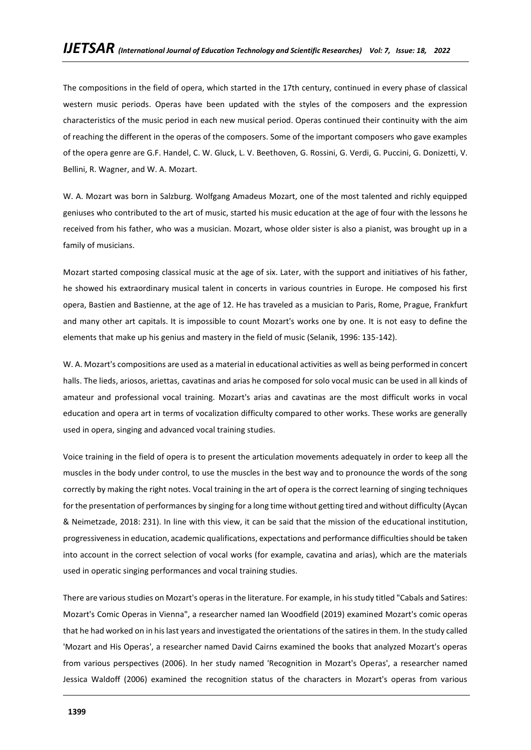The compositions in the field of opera, which started in the 17th century, continued in every phase of classical western music periods. Operas have been updated with the styles of the composers and the expression characteristics of the music period in each new musical period. Operas continued their continuity with the aim of reaching the different in the operas of the composers. Some of the important composers who gave examples of the opera genre are G.F. Handel, C. W. Gluck, L. V. Beethoven, G. Rossini, G. Verdi, G. Puccini, G. Donizetti, V. Bellini, R. Wagner, and W. A. Mozart.

W. A. Mozart was born in Salzburg. Wolfgang Amadeus Mozart, one of the most talented and richly equipped geniuses who contributed to the art of music, started his music education at the age of four with the lessons he received from his father, who was a musician. Mozart, whose older sister is also a pianist, was brought up in a family of musicians.

Mozart started composing classical music at the age of six. Later, with the support and initiatives of his father, he showed his extraordinary musical talent in concerts in various countries in Europe. He composed his first opera, Bastien and Bastienne, at the age of 12. He has traveled as a musician to Paris, Rome, Prague, Frankfurt and many other art capitals. It is impossible to count Mozart's works one by one. It is not easy to define the elements that make up his genius and mastery in the field of music (Selanik, 1996: 135-142).

W. A. Mozart's compositions are used as a material in educational activities as well as being performed in concert halls. The lieds, ariosos, ariettas, cavatinas and arias he composed for solo vocal music can be used in all kinds of amateur and professional vocal training. Mozart's arias and cavatinas are the most difficult works in vocal education and opera art in terms of vocalization difficulty compared to other works. These works are generally used in opera, singing and advanced vocal training studies.

Voice training in the field of opera is to present the articulation movements adequately in order to keep all the muscles in the body under control, to use the muscles in the best way and to pronounce the words of the song correctly by making the right notes. Vocal training in the art of opera is the correct learning of singing techniques for the presentation of performances by singing for a long time without getting tired and without difficulty (Aycan & Neimetzade, 2018: 231). In line with this view, it can be said that the mission of the educational institution, progressiveness in education, academic qualifications, expectations and performance difficulties should be taken into account in the correct selection of vocal works (for example, cavatina and arias), which are the materials used in operatic singing performances and vocal training studies.

There are various studies on Mozart's operas in the literature. For example, in his study titled "Cabals and Satires: Mozart's Comic Operas in Vienna", a researcher named Ian Woodfield (2019) examined Mozart's comic operas that he had worked on in his last years and investigated the orientations of the satires in them. In the study called 'Mozart and His Operas', a researcher named David Cairns examined the books that analyzed Mozart's operas from various perspectives (2006). In her study named 'Recognition in Mozart's Operas', a researcher named Jessica Waldoff (2006) examined the recognition status of the characters in Mozart's operas from various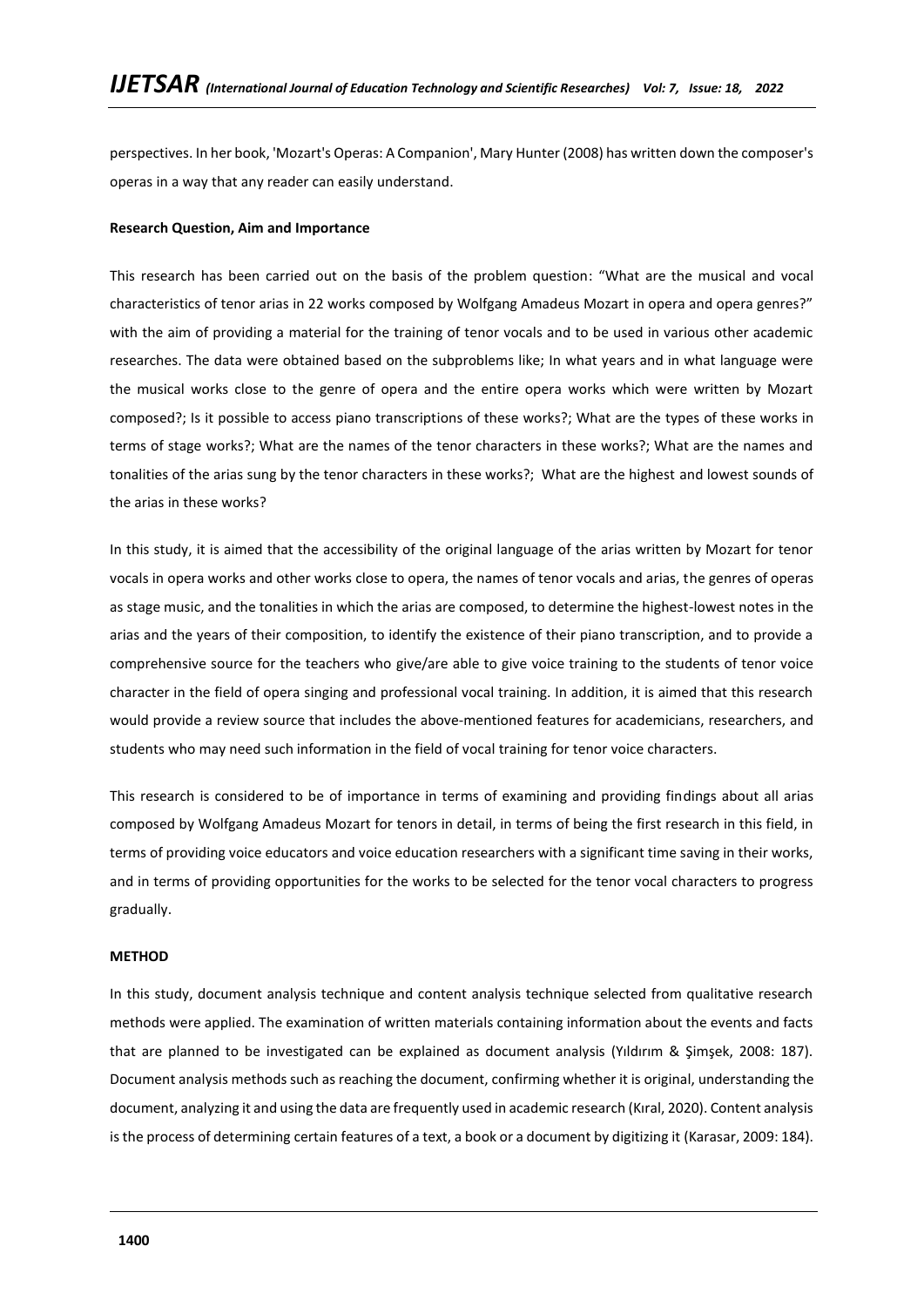perspectives. In her book, 'Mozart's Operas: A Companion', Mary Hunter (2008) has written down the composer's operas in a way that any reader can easily understand.

**Research Question, Aim and Importance**

This research has been carried out on the basis of the problem question: "What are the musical and vocal characteristics of tenor arias in 22 works composed by Wolfgang Amadeus Mozart in opera and opera genres?" with the aim of providing a material for the training of tenor vocals and to be used in various other academic researches. The data were obtained based on the subproblems like; In what years and in what language were the musical works close to the genre of opera and the entire opera works which were written by Mozart composed?; Is it possible to access piano transcriptions of these works?; What are the types of these works in terms of stage works?; What are the names of the tenor characters in these works?; What are the names and tonalities of the arias sung by the tenor characters in these works?; What are the highest and lowest sounds of the arias in these works?

In this study, it is aimed that the accessibility of the original language of the arias written by Mozart for tenor vocals in opera works and other works close to opera, the names of tenor vocals and arias, the genres of operas as stage music, and the tonalities in which the arias are composed, to determine the highest-lowest notes in the arias and the years of their composition, to identify the existence of their piano transcription, and to provide a comprehensive source for the teachers who give/are able to give voice training to the students of tenor voice character in the field of opera singing and professional vocal training. In addition, it is aimed that this research would provide a review source that includes the above-mentioned features for academicians, researchers, and students who may need such information in the field of vocal training for tenor voice characters.

This research is considered to be of importance in terms of examining and providing findings about all arias composed by Wolfgang Amadeus Mozart for tenors in detail, in terms of being the first research in this field, in terms of providing voice educators and voice education researchers with a significant time saving in their works, and in terms of providing opportunities for the works to be selected for the tenor vocal characters to progress gradually.

**METHOD**

In this study, document analysis technique and content analysis technique selected from qualitative research methods were applied. The examination of written materials containing information about the events and facts that are planned to be investigated can be explained as document analysis (Yıldırım & Şimşek, 2008: 187). Document analysis methods such as reaching the document, confirming whether it is original, understanding the document, analyzing it and using the data are frequently used in academic research (Kıral, 2020). Content analysis is the process of determining certain features of a text, a book or a document by digitizing it (Karasar, 2009: 184).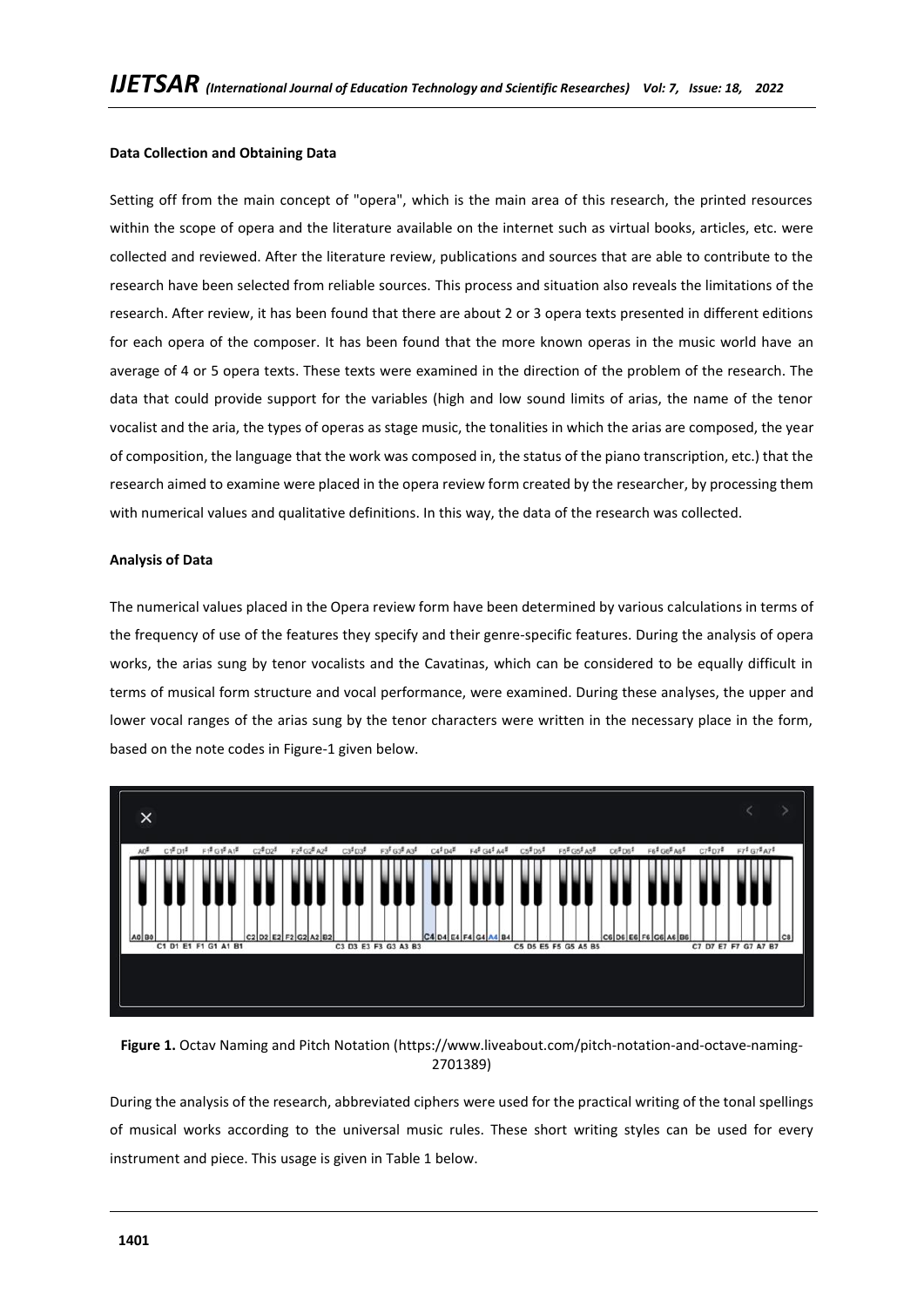**Data Collection and Obtaining Data**

Setting off from the main concept of "opera", which is the main area of this research, the printed resources within the scope of opera and the literature available on the internet such as virtual books, articles, etc. were collected and reviewed. After the literature review, publications and sources that are able to contribute to the research have been selected from reliable sources. This process and situation also reveals the limitations of the research. After review, it has been found that there are about 2 or 3 opera texts presented in different editions for each opera of the composer. It has been found that the more known operas in the music world have an average of 4 or 5 opera texts. These texts were examined in the direction of the problem of the research. The data that could provide support for the variables (high and low sound limits of arias, the name of the tenor vocalist and the aria, the types of operas as stage music, the tonalities in which the arias are composed, the year of composition, the language that the work was composed in, the status of the piano transcription, etc.) that the research aimed to examine were placed in the opera review form created by the researcher, by processing them with numerical values and qualitative definitions. In this way, the data of the research was collected.

**Analysis of Data**

The numerical values placed in the Opera review form have been determined by various calculations in terms of the frequency of use of the features they specify and their genre-specific features. During the analysis of opera works, the arias sung by tenor vocalists and the Cavatinas, which can be considered to be equally difficult in terms of musical form structure and vocal performance, were examined. During these analyses, the upper and lower vocal ranges of the arias sung by the tenor characters were written in the necessary place in the form, based on the note codes in Figure-1 given below.

**Figure 1.** Octav Naming and Pitch Notation (https://www.liveabout.com/pitch-notation-and-octave-naming-2701389)

During the analysis of the research, abbreviated ciphers were used for the practical writing of the tonal spellings of musical works according to the universal music rules. These short writing styles can be used for every instrument and piece. This usage is given in Table 1 below.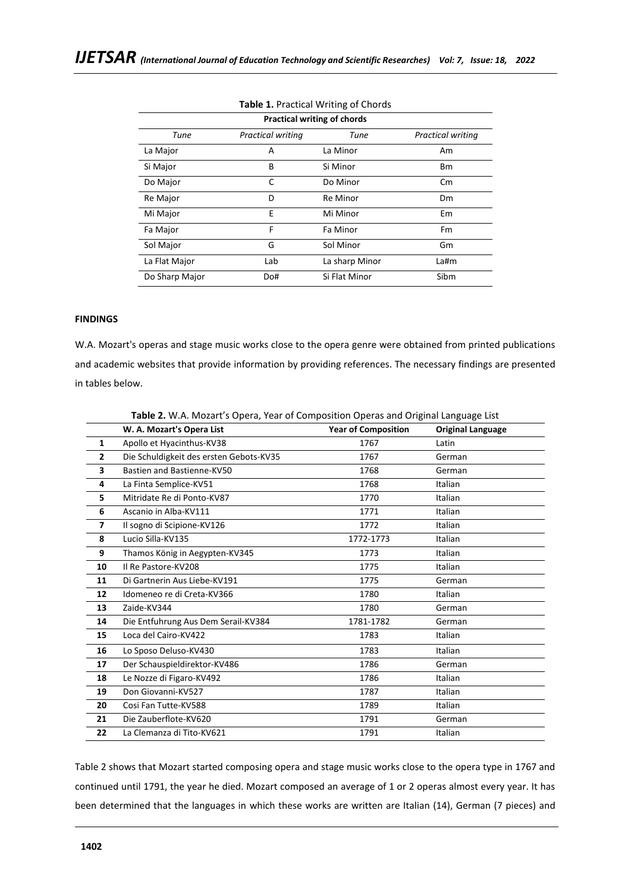**Table 1.** Practical Writing of Chords

| Practical writing of chords | | | |
|---|---|---|---|
| *Tune* | *Practical writing* | *Tune* | *Practical writing* |
| La Major | A | La Minor | Am |
| Si Major | B | Si Minor | Bm |
| Do Major | C | Do Minor | Cm |
| Re Major | D | Re Minor | Dm |
| Mi Major | E | Mi Minor | Em |
| Fa Major | F | Fa Minor | Fm |
| Sol Major | G | Sol Minor | Gm |
| La Flat Major | Lab | La sharp Minor | La#m |
| Do Sharp Major | Do# | Si Flat Minor | Sibm |

**FINDINGS**

W.A. Mozart's operas and stage music works close to the opera genre were obtained from printed publications and academic websites that provide information by providing references. The necessary findings are presented in tables below.

**Table 2.** W.A. Mozart's Opera, Year of Composition Operas and Original Language List

| | W. A. Mozart's Opera List | Year of Composition | Original Language |
|---|---|---|---|
| 1 | Apollo et Hyacinthus-KV38 | 1767 | Latin |
| 2 | Die Schuldigkeit des ersten Gebots-KV35 | 1767 | German |
| 3 | Bastien and Bastienne-KV50 | 1768 | German |
| 4 | La Finta Semplice-KV51 | 1768 | Italian |
| 5 | Mitridate Re di Ponto-KV87 | 1770 | Italian |
| 6 | Ascanio in Alba-KV111 | 1771 | Italian |
| 7 | Il sogno di Scipione-KV126 | 1772 | Italian |
| 8 | Lucio Silla-KV135 | 1772-1773 | Italian |
| 9 | Thamos König in Aegypten-KV345 | 1773 | Italian |
| 10 | Il Re Pastore-KV208 | 1775 | Italian |
| 11 | Di Gartnerin Aus Liebe-KV191 | 1775 | German |
| 12 | Idomeneo re di Creta-KV366 | 1780 | Italian |
| 13 | Zaide-KV344 | 1780 | German |
| 14 | Die Entfuhrung Aus Dem Serail-KV384 | 1781-1782 | German |
| 15 | Loca del Cairo-KV422 | 1783 | Italian |
| 16 | Lo Sposo Deluso-KV430 | 1783 | Italian |
| 17 | Der Schauspieldirektor-KV486 | 1786 | German |
| 18 | Le Nozze di Figaro-KV492 | 1786 | Italian |
| 19 | Don Giovanni-KV527 | 1787 | Italian |
| 20 | Cosi Fan Tutte-KV588 | 1789 | Italian |
| 21 | Die Zauberflote-KV620 | 1791 | German |
| 22 | La Clemanza di Tito-KV621 | 1791 | Italian |

Table 2 shows that Mozart started composing opera and stage music works close to the opera type in 1767 and continued until 1791, the year he died. Mozart composed an average of 1 or 2 operas almost every year. It has been determined that the languages in which these works are written are Italian (14), German (7 pieces) and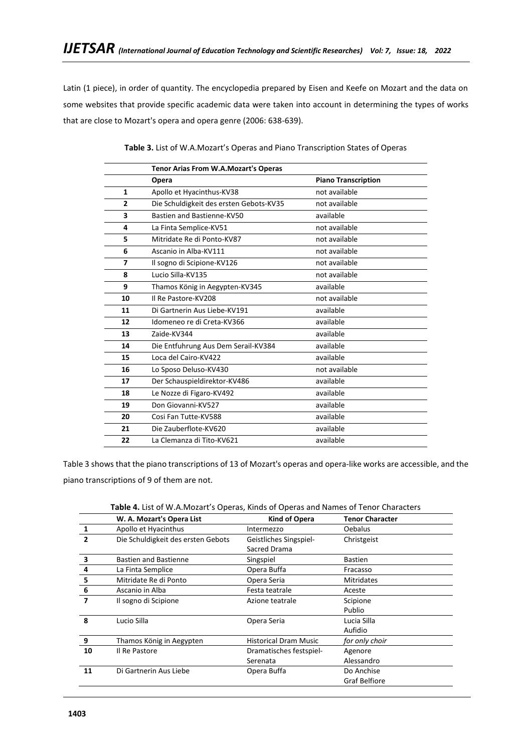Latin (1 piece), in order of quantity. The encyclopedia prepared by Eisen and Keefe on Mozart and the data on some websites that provide specific academic data were taken into account in determining the types of works that are close to Mozart's opera and opera genre (2006: 638-639).

**Table 3.** List of W.A.Mozart's Operas and Piano Transcription States of Operas

| | **Tenor Arias From W.A.Mozart's Operas** | |
|---|---|---|
| | **Opera** | **Piano Transcription** |
| **1** | Apollo et Hyacinthus-KV38 | not available |
| **2** | Die Schuldigkeit des ersten Gebots-KV35 | not available |
| **3** | Bastien and Bastienne-KV50 | available |
| **4** | La Finta Semplice-KV51 | not available |
| **5** | Mitridate Re di Ponto-KV87 | not available |
| **6** | Ascanio in Alba-KV111 | not available |
| **7** | Il sogno di Scipione-KV126 | not available |
| **8** | Lucio Silla-KV135 | not available |
| **9** | Thamos König in Aegypten-KV345 | available |
| **10** | Il Re Pastore-KV208 | not available |
| **11** | Di Gartnerin Aus Liebe-KV191 | available |
| **12** | Idomeneo re di Creta-KV366 | available |
| **13** | Zaide-KV344 | available |
| **14** | Die Entfuhrung Aus Dem Serail-KV384 | available |
| **15** | Loca del Cairo-KV422 | available |
| **16** | Lo Sposo Deluso-KV430 | not available |
| **17** | Der Schauspieldirektor-KV486 | available |
| **18** | Le Nozze di Figaro-KV492 | available |
| **19** | Don Giovanni-KV527 | available |
| **20** | Cosi Fan Tutte-KV588 | available |
| **21** | Die Zauberflote-KV620 | available |
| **22** | La Clemanza di Tito-KV621 | available |

Table 3 shows that the piano transcriptions of 13 of Mozart's operas and opera-like works are accessible, and the piano transcriptions of 9 of them are not.

**Table 4.** List of W.A.Mozart's Operas, Kinds of Operas and Names of Tenor Characters

| | **W. A. Mozart's Opera List** | **Kind of Opera** | **Tenor Character** |
|---|---|---|---|
| **1** | Apollo et Hyacinthus | Intermezzo | Oebalus |
| **2** | Die Schuldigkeit des ersten Gebots | Geistliches Singspiel-Sacred Drama | Christgeist |
| **3** | Bastien and Bastienne | Singspiel | Bastien |
| **4** | La Finta Semplice | Opera Buffa | Fracasso |
| **5** | Mitridate Re di Ponto | Opera Seria | Mitridates |
| **6** | Ascanio in Alba | Festa teatrale | Aceste |
| **7** | Il sogno di Scipione | Azione teatrale | Scipione<br>Publio |
| **8** | Lucio Silla | Opera Seria | Lucia Silla<br>Aufidio |
| **9** | Thamos König in Aegypten | Historical Dram Music | *for only choir* |
| **10** | Il Re Pastore | Dramatisches festspiel-Serenata | Agenore<br>Alessandro |
| **11** | Di Gartnerin Aus Liebe | Opera Buffa | Do Anchise<br>Graf Belfiore |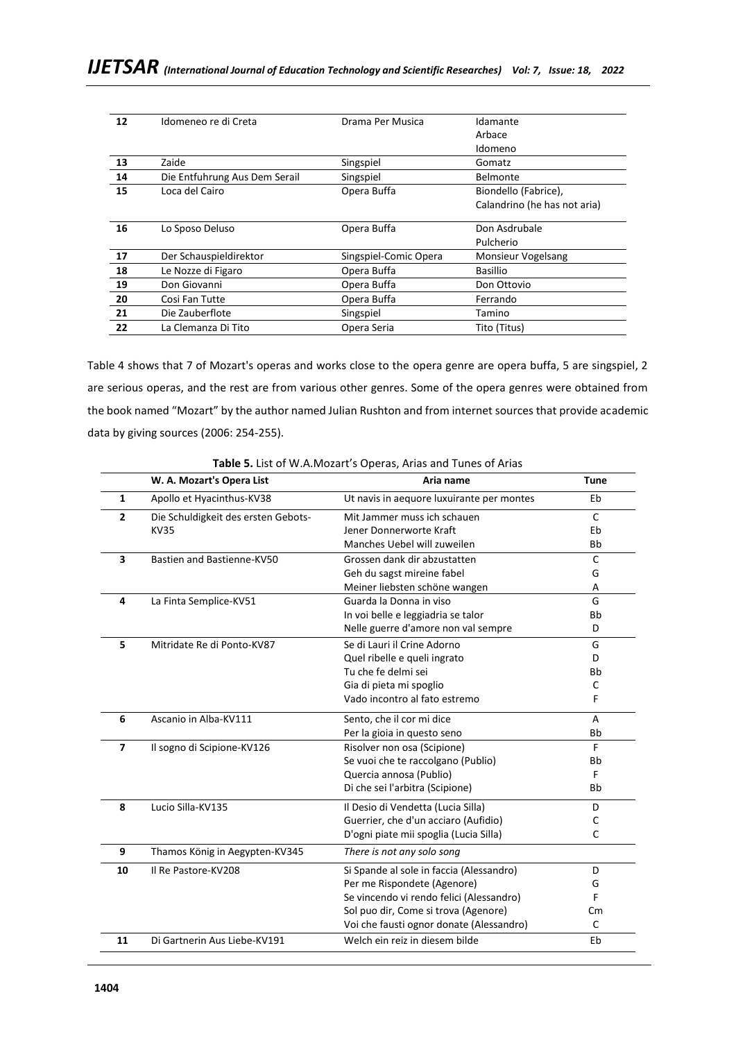| 12 | Idomeneo re di Creta | Drama Per Musica | Idamante<br>Arbace<br>Idomeno |
|---|---|---|---|
| 13 | Zaide | Singspiel | Gomatz |
| 14 | Die Entfuhrung Aus Dem Serail | Singspiel | Belmonte |
| 15 | Loca del Cairo | Opera Buffa | Biondello (Fabrice),<br>Calandrino (he has not aria) |
| 16 | Lo Sposo Deluso | Opera Buffa | Don Asdrubale<br>Pulcherio |
| 17 | Der Schauspieldirektor | Singspiel-Comic Opera | Monsieur Vogelsang |
| 18 | Le Nozze di Figaro | Opera Buffa | Basillio |
| 19 | Don Giovanni | Opera Buffa | Don Ottovio |
| 20 | Cosi Fan Tutte | Opera Buffa | Ferrando |
| 21 | Die Zauberflote | Singspiel | Tamino |
| 22 | La Clemanza Di Tito | Opera Seria | Tito (Titus) |

Table 4 shows that 7 of Mozart's operas and works close to the opera genre are opera buffa, 5 are singspiel, 2 are serious operas, and the rest are from various other genres. Some of the opera genres were obtained from the book named "Mozart" by the author named Julian Rushton and from internet sources that provide academic data by giving sources (2006: 254-255).

**Table 5.** List of W.A.Mozart's Operas, Arias and Tunes of Arias

| | W. A. Mozart's Opera List | Aria name | Tune |
|---|---|---|---|
| 1 | Apollo et Hyacinthus-KV38 | Ut navis in aequore luxuirante per montes | Eb |
| 2 | Die Schuldigkeit des ersten Gebots-KV35 | Mit Jammer muss ich schauen<br>Jener Donnerworte Kraft<br>Manches Uebel will zuweilen | C<br>Eb<br>Bb |
| 3 | Bastien and Bastienne-KV50 | Grossen dank dir abzustatten<br>Geh du sagst mireine fabel<br>Meiner liebsten schöne wangen | C<br>G<br>A |
| 4 | La Finta Semplice-KV51 | Guarda la Donna in viso<br>In voi belle e leggiadria se talor<br>Nelle guerre d'amore non val sempre | G<br>Bb<br>D |
| 5 | Mitridate Re di Ponto-KV87 | Se di Lauri il Crine Adorno<br>Quel ribelle e queli ingrato<br>Tu che fe delmi sei<br>Gia di pieta mi spoglio<br>Vado incontro al fato estremo | G<br>D<br>Bb<br>C<br>F |
| 6 | Ascanio in Alba-KV111 | Sento, che il cor mi dice<br>Per la gioia in questo seno | A<br>Bb |
| 7 | Il sogno di Scipione-KV126 | Risolver non osa (Scipione)<br>Se vuoi che te raccolgano (Publio)<br>Quercia annosa (Publio)<br>Di che sei l'arbitra (Scipione) | F<br>Bb<br>F<br>Bb |
| 8 | Lucio Silla-KV135 | Il Desio di Vendetta (Lucia Silla)<br>Guerrier, che d'un acciaro (Aufidio)<br>D'ogni piate mii spoglia (Lucia Silla) | D<br>C<br>C |
| 9 | Thamos König in Aegypten-KV345 | *There is not any solo song* | |
| 10 | Il Re Pastore-KV208 | Si Spande al sole in faccia (Alessandro)<br>Per me Rispondete (Agenore)<br>Se vincendo vi rendo felici (Alessandro)<br>Sol puo dir, Come si trova (Agenore)<br>Voi che fausti ognor donate (Alessandro) | D<br>G<br>F<br>Cm<br>C |
| 11 | Di Gartnerin Aus Liebe-KV191 | Welch ein reiz in diesem bilde | Eb |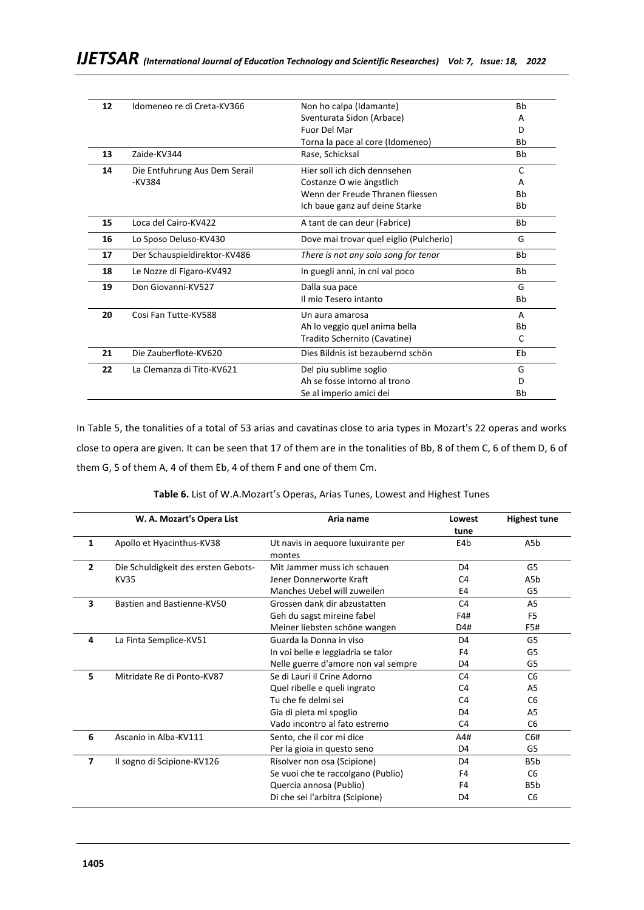| | | | |
|---|---|---|---|
| **12** | Idomeneo re di Creta-KV366 | Non ho calpa (Idamante) | Bb |
| | | Sventurata Sidon (Arbace) | A |
| | | Fuor Del Mar | D |
| | | Torna la pace al core (Idomeneo) | Bb |
| **13** | Zaide-KV344 | Rase, Schicksal | Bb |
| **14** | Die Entfuhrung Aus Dem Serail -KV384 | Hier soll ich dich dennsehen | C |
| | | Costanze O wie ängstlich | A |
| | | Wenn der Freude Thranen fliessen | Bb |
| | | Ich baue ganz auf deine Starke | Bb |
| **15** | Loca del Cairo-KV422 | A tant de can deur (Fabrice) | Bb |
| **16** | Lo Sposo Deluso-KV430 | Dove mai trovar quel eiglio (Pulcherio) | G |
| **17** | Der Schauspieldirektor-KV486 | *There is not any solo song for tenor* | Bb |
| **18** | Le Nozze di Figaro-KV492 | In guegli anni, in cni val poco | Bb |
| **19** | Don Giovanni-KV527 | Dalla sua pace | G |
| | | Il mio Tesero intanto | Bb |
| **20** | Cosi Fan Tutte-KV588 | Un aura amarosa | A |
| | | Ah lo veggio quel anima bella | Bb |
| | | Tradito Schernito (Cavatine) | C |
| **21** | Die Zauberflote-KV620 | Dies Bildnis ist bezaubernd schön | Eb |
| **22** | La Clemanza di Tito-KV621 | Del piu sublime soglio | G |
| | | Ah se fosse intorno al trono | D |
| | | Se al imperio amici dei | Bb |

In Table 5, the tonalities of a total of 53 arias and cavatinas close to aria types in Mozart's 22 operas and works close to opera are given. It can be seen that 17 of them are in the tonalities of Bb, 8 of them C, 6 of them D, 6 of them G, 5 of them A, 4 of them Eb, 4 of them F and one of them Cm.

**Table 6.** List of W.A.Mozart's Operas, Arias Tunes, Lowest and Highest Tunes

| | W. A. Mozart's Opera List | Aria name | Lowest tune | Highest tune |
|---|---|---|---|---|
| **1** | Apollo et Hyacinthus-KV38 | Ut navis in aequore luxuirante per montes | E4b | A5b |
| **2** | Die Schuldigkeit des ersten Gebots-KV35 | Mit Jammer muss ich schauen | D4 | G5 |
| | | Jener Donnerworte Kraft | C4 | A5b |
| | | Manches Uebel will zuweilen | E4 | G5 |
| **3** | Bastien and Bastienne-KV50 | Grossen dank dir abzustatten | C4 | A5 |
| | | Geh du sagst mireine fabel | F4# | F5 |
| | | Meiner liebsten schöne wangen | D4# | F5# |
| **4** | La Finta Semplice-KV51 | Guarda la Donna in viso | D4 | G5 |
| | | In voi belle e leggiadria se talor | F4 | G5 |
| | | Nelle guerre d'amore non val sempre | D4 | G5 |
| **5** | Mitridate Re di Ponto-KV87 | Se di Lauri il Crine Adorno | C4 | C6 |
| | | Quel ribelle e queli ingrato | C4 | A5 |
| | | Tu che fe delmi sei | C4 | C6 |
| | | Gia di pieta mi spoglio | D4 | A5 |
| | | Vado incontro al fato estremo | C4 | C6 |
| **6** | Ascanio in Alba-KV111 | Sento, che il cor mi dice | A4# | C6# |
| | | Per la gioia in questo seno | D4 | G5 |
| **7** | Il sogno di Scipione-KV126 | Risolver non osa (Scipione) | D4 | B5b |
| | | Se vuoi che te raccolgano (Publio) | F4 | C6 |
| | | Quercia annosa (Publio) | F4 | B5b |
| | | Di che sei l'arbitra (Scipione) | D4 | C6 |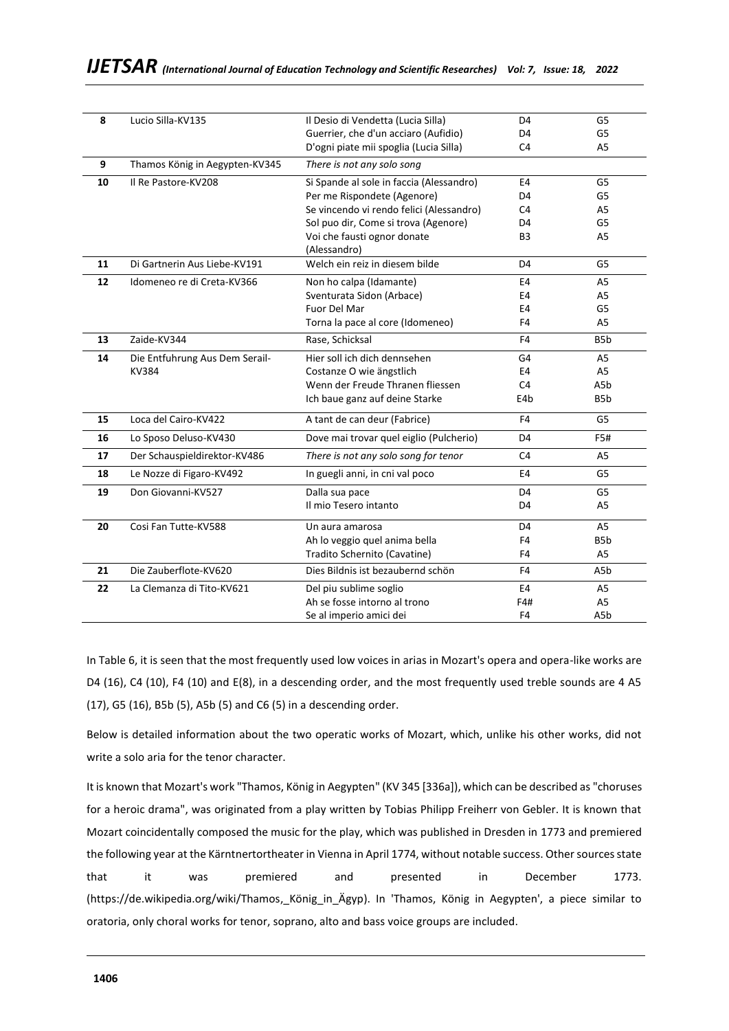| 8 | Lucio Silla-KV135 | Il Desio di Vendetta (Lucia Silla) | D4 | G5 |
|---|---|---|---|---|
| | | Guerrier, che d'un acciaro (Aufidio) | D4 | G5 |
| | | D'ogni piate mii spoglia (Lucia Silla) | C4 | A5 |
| 9 | Thamos König in Aegypten-KV345 | *There is not any solo song* | | |
| 10 | Il Re Pastore-KV208 | Si Spande al sole in faccia (Alessandro) | E4 | G5 |
| | | Per me Rispondete (Agenore) | D4 | G5 |
| | | Se vincendo vi rendo felici (Alessandro) | C4 | A5 |
| | | Sol puo dir, Come si trova (Agenore) | D4 | G5 |
| | | Voi che fausti ognor donate (Alessandro) | B3 | A5 |
| 11 | Di Gartnerin Aus Liebe-KV191 | Welch ein reiz in diesem bilde | D4 | G5 |
| 12 | Idomeneo re di Creta-KV366 | Non ho calpa (Idamante) | E4 | A5 |
| | | Sventurata Sidon (Arbace) | E4 | A5 |
| | | Fuor Del Mar | E4 | G5 |
| | | Torna la pace al core (Idomeneo) | F4 | A5 |
| 13 | Zaide-KV344 | Rase, Schicksal | F4 | B5b |
| 14 | Die Entfuhrung Aus Dem Serail-KV384 | Hier soll ich dich dennsehen | G4 | A5 |
| | | Costanze O wie ängstlich | E4 | A5 |
| | | Wenn der Freude Thranen fliessen | C4 | A5b |
| | | Ich baue ganz auf deine Starke | E4b | B5b |
| 15 | Loca del Cairo-KV422 | A tant de can deur (Fabrice) | F4 | G5 |
| 16 | Lo Sposo Deluso-KV430 | Dove mai trovar quel eiglio (Pulcherio) | D4 | F5# |
| 17 | Der Schauspieldirektor-KV486 | *There is not any solo song for tenor* | C4 | A5 |
| 18 | Le Nozze di Figaro-KV492 | In guegli anni, in cni val poco | E4 | G5 |
| 19 | Don Giovanni-KV527 | Dalla sua pace | D4 | G5 |
| | | Il mio Tesero intanto | D4 | A5 |
| 20 | Cosi Fan Tutte-KV588 | Un aura amarosa | D4 | A5 |
| | | Ah lo veggio quel anima bella | F4 | B5b |
| | | Tradito Schernito (Cavatine) | F4 | A5 |
| 21 | Die Zauberflote-KV620 | Dies Bildnis ist bezaubernd schön | F4 | A5b |
| 22 | La Clemanza di Tito-KV621 | Del piu sublime soglio | E4 | A5 |
| | | Ah se fosse intorno al trono | F4# | A5 |
| | | Se al imperio amici dei | F4 | A5b |

In Table 6, it is seen that the most frequently used low voices in arias in Mozart's opera and opera-like works are D4 (16), C4 (10), F4 (10) and E(8), in a descending order, and the most frequently used treble sounds are 4 A5 (17), G5 (16), B5b (5), A5b (5) and C6 (5) in a descending order.

Below is detailed information about the two operatic works of Mozart, which, unlike his other works, did not write a solo aria for the tenor character.

It is known that Mozart's work "Thamos, König in Aegypten" (KV 345 [336a]), which can be described as "choruses for a heroic drama", was originated from a play written by Tobias Philipp Freiherr von Gebler. It is known that Mozart coincidentally composed the music for the play, which was published in Dresden in 1773 and premiered the following year at the Kärntnertortheater in Vienna in April 1774, without notable success. Other sources state that it was premiered and presented in December 1773. (https://de.wikipedia.org/wiki/Thamos,_König_in_Ägyp). In 'Thamos, König in Aegypten', a piece similar to oratoria, only choral works for tenor, soprano, alto and bass voice groups are included.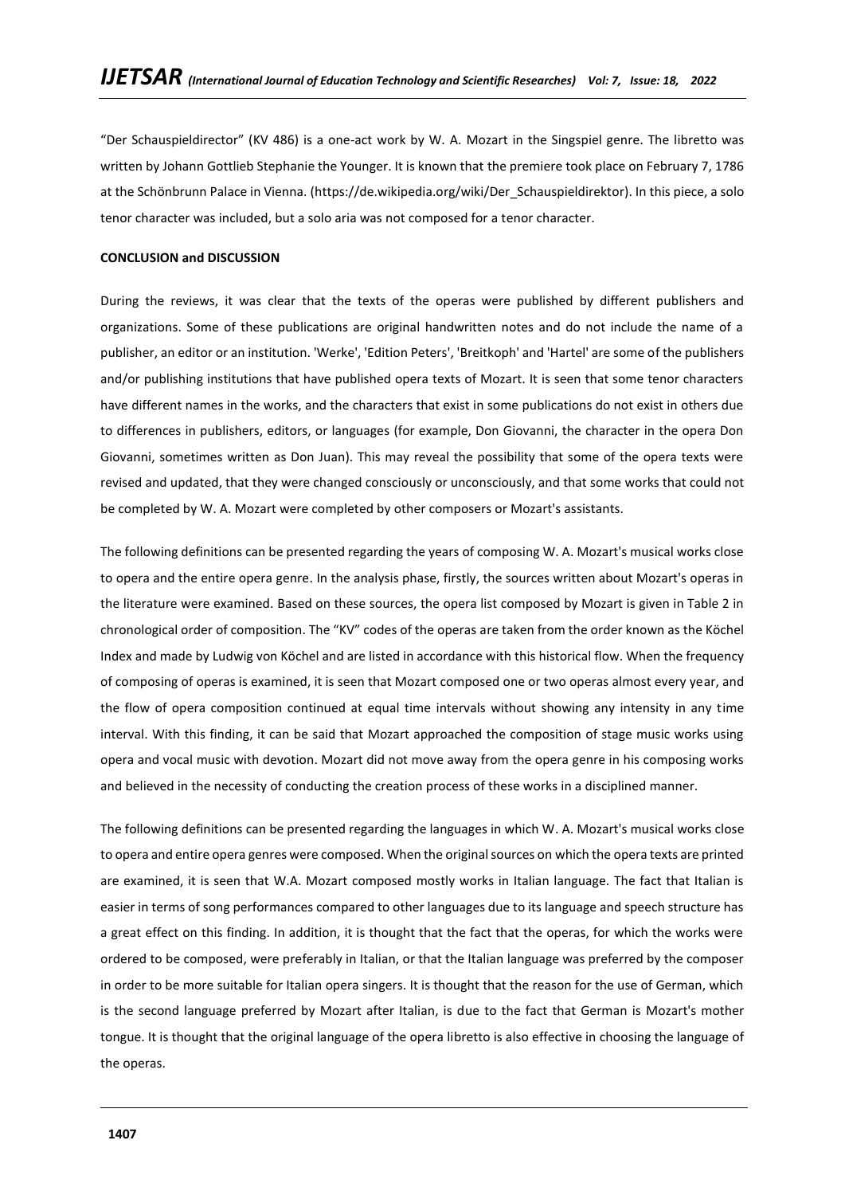“Der Schauspieldirector” (KV 486) is a one-act work by W. A. Mozart in the Singspiel genre. The libretto was written by Johann Gottlieb Stephanie the Younger. It is known that the premiere took place on February 7, 1786 at the Schönbrunn Palace in Vienna. (https://de.wikipedia.org/wiki/Der_Schauspieldirektor). In this piece, a solo tenor character was included, but a solo aria was not composed for a tenor character.

**CONCLUSION and DISCUSSION**

During the reviews, it was clear that the texts of the operas were published by different publishers and organizations. Some of these publications are original handwritten notes and do not include the name of a publisher, an editor or an institution. 'Werke', 'Edition Peters', 'Breitkoph' and 'Hartel' are some of the publishers and/or publishing institutions that have published opera texts of Mozart. It is seen that some tenor characters have different names in the works, and the characters that exist in some publications do not exist in others due to differences in publishers, editors, or languages (for example, Don Giovanni, the character in the opera Don Giovanni, sometimes written as Don Juan). This may reveal the possibility that some of the opera texts were revised and updated, that they were changed consciously or unconsciously, and that some works that could not be completed by W. A. Mozart were completed by other composers or Mozart's assistants.

The following definitions can be presented regarding the years of composing W. A. Mozart's musical works close to opera and the entire opera genre. In the analysis phase, firstly, the sources written about Mozart's operas in the literature were examined. Based on these sources, the opera list composed by Mozart is given in Table 2 in chronological order of composition. The “KV” codes of the operas are taken from the order known as the Köchel Index and made by Ludwig von Köchel and are listed in accordance with this historical flow. When the frequency of composing of operas is examined, it is seen that Mozart composed one or two operas almost every year, and the flow of opera composition continued at equal time intervals without showing any intensity in any time interval. With this finding, it can be said that Mozart approached the composition of stage music works using opera and vocal music with devotion. Mozart did not move away from the opera genre in his composing works and believed in the necessity of conducting the creation process of these works in a disciplined manner.

The following definitions can be presented regarding the languages in which W. A. Mozart's musical works close to opera and entire opera genres were composed. When the original sources on which the opera texts are printed are examined, it is seen that W.A. Mozart composed mostly works in Italian language. The fact that Italian is easier in terms of song performances compared to other languages due to its language and speech structure has a great effect on this finding. In addition, it is thought that the fact that the operas, for which the works were ordered to be composed, were preferably in Italian, or that the Italian language was preferred by the composer in order to be more suitable for Italian opera singers. It is thought that the reason for the use of German, which is the second language preferred by Mozart after Italian, is due to the fact that German is Mozart's mother tongue. It is thought that the original language of the opera libretto is also effective in choosing the language of the operas.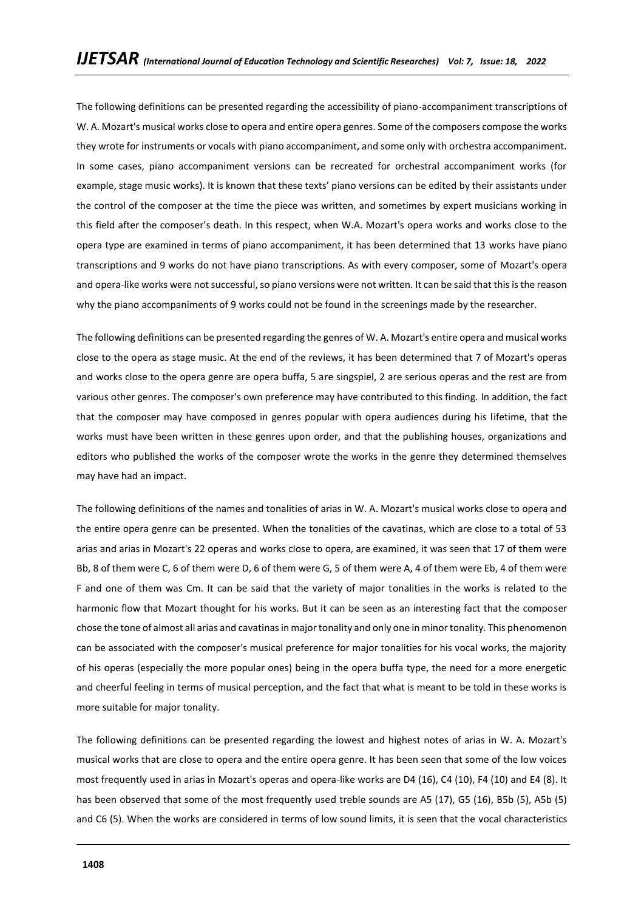The following definitions can be presented regarding the accessibility of piano-accompaniment transcriptions of W. A. Mozart's musical works close to opera and entire opera genres. Some of the composers compose the works they wrote for instruments or vocals with piano accompaniment, and some only with orchestra accompaniment. In some cases, piano accompaniment versions can be recreated for orchestral accompaniment works (for example, stage music works). It is known that these texts' piano versions can be edited by their assistants under the control of the composer at the time the piece was written, and sometimes by expert musicians working in this field after the composer's death. In this respect, when W.A. Mozart's opera works and works close to the opera type are examined in terms of piano accompaniment, it has been determined that 13 works have piano transcriptions and 9 works do not have piano transcriptions. As with every composer, some of Mozart's opera and opera-like works were not successful, so piano versions were not written. It can be said that this is the reason why the piano accompaniments of 9 works could not be found in the screenings made by the researcher.

The following definitions can be presented regarding the genres of W. A. Mozart's entire opera and musical works close to the opera as stage music. At the end of the reviews, it has been determined that 7 of Mozart's operas and works close to the opera genre are opera buffa, 5 are singspiel, 2 are serious operas and the rest are from various other genres. The composer's own preference may have contributed to this finding. In addition, the fact that the composer may have composed in genres popular with opera audiences during his lifetime, that the works must have been written in these genres upon order, and that the publishing houses, organizations and editors who published the works of the composer wrote the works in the genre they determined themselves may have had an impact.

The following definitions of the names and tonalities of arias in W. A. Mozart's musical works close to opera and the entire opera genre can be presented. When the tonalities of the cavatinas, which are close to a total of 53 arias and arias in Mozart's 22 operas and works close to opera, are examined, it was seen that 17 of them were Bb, 8 of them were C, 6 of them were D, 6 of them were G, 5 of them were A, 4 of them were Eb, 4 of them were F and one of them was Cm. It can be said that the variety of major tonalities in the works is related to the harmonic flow that Mozart thought for his works. But it can be seen as an interesting fact that the composer chose the tone of almost all arias and cavatinas in major tonality and only one in minor tonality. This phenomenon can be associated with the composer's musical preference for major tonalities for his vocal works, the majority of his operas (especially the more popular ones) being in the opera buffa type, the need for a more energetic and cheerful feeling in terms of musical perception, and the fact that what is meant to be told in these works is more suitable for major tonality.

The following definitions can be presented regarding the lowest and highest notes of arias in W. A. Mozart's musical works that are close to opera and the entire opera genre. It has been seen that some of the low voices most frequently used in arias in Mozart's operas and opera-like works are D4 (16), C4 (10), F4 (10) and E4 (8). It has been observed that some of the most frequently used treble sounds are A5 (17), G5 (16), B5b (5), A5b (5) and C6 (5). When the works are considered in terms of low sound limits, it is seen that the vocal characteristics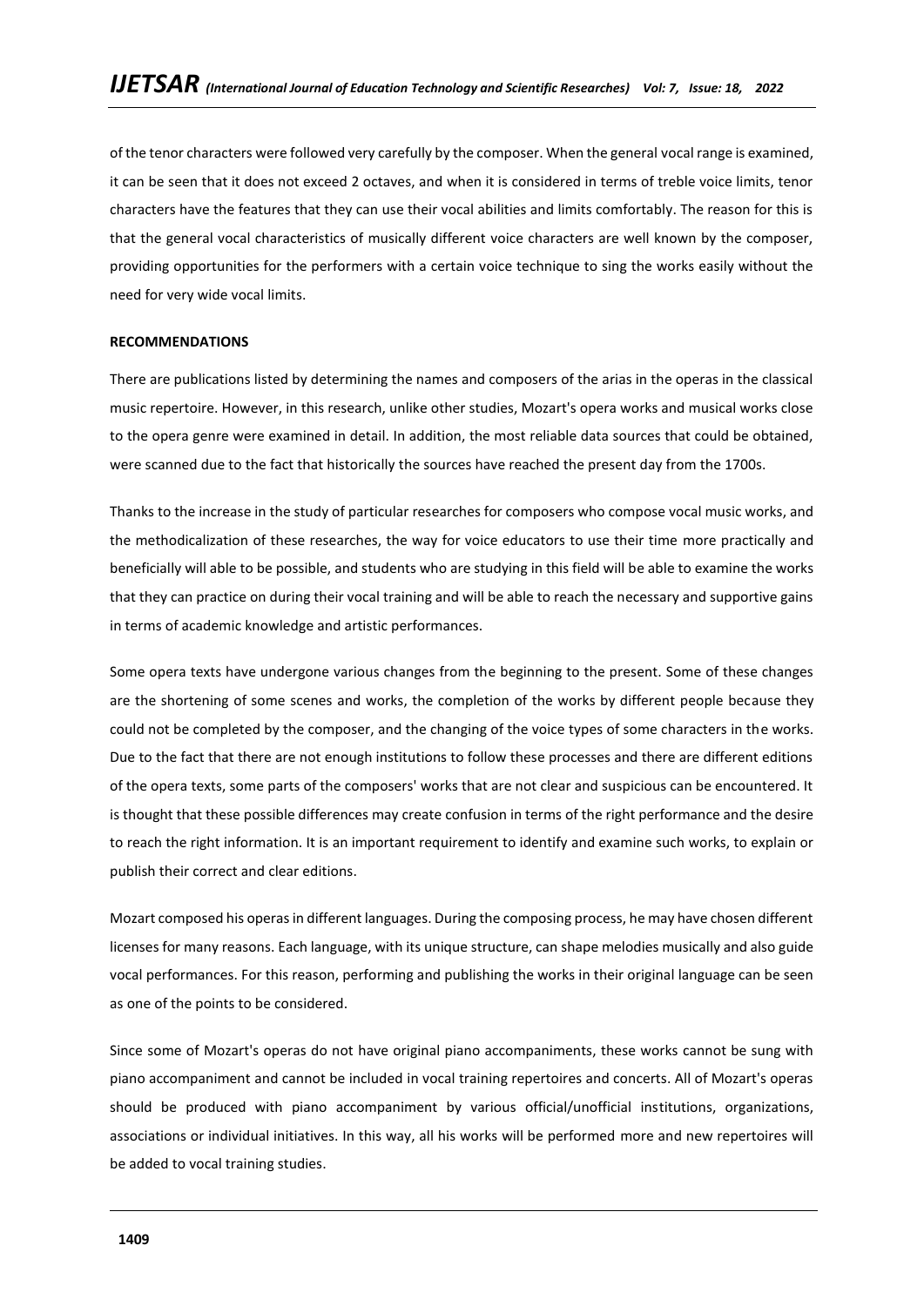of the tenor characters were followed very carefully by the composer. When the general vocal range is examined, it can be seen that it does not exceed 2 octaves, and when it is considered in terms of treble voice limits, tenor characters have the features that they can use their vocal abilities and limits comfortably. The reason for this is that the general vocal characteristics of musically different voice characters are well known by the composer, providing opportunities for the performers with a certain voice technique to sing the works easily without the need for very wide vocal limits.

**RECOMMENDATIONS**

There are publications listed by determining the names and composers of the arias in the operas in the classical music repertoire. However, in this research, unlike other studies, Mozart's opera works and musical works close to the opera genre were examined in detail. In addition, the most reliable data sources that could be obtained, were scanned due to the fact that historically the sources have reached the present day from the 1700s.

Thanks to the increase in the study of particular researches for composers who compose vocal music works, and the methodicalization of these researches, the way for voice educators to use their time more practically and beneficially will able to be possible, and students who are studying in this field will be able to examine the works that they can practice on during their vocal training and will be able to reach the necessary and supportive gains in terms of academic knowledge and artistic performances.

Some opera texts have undergone various changes from the beginning to the present. Some of these changes are the shortening of some scenes and works, the completion of the works by different people because they could not be completed by the composer, and the changing of the voice types of some characters in the works. Due to the fact that there are not enough institutions to follow these processes and there are different editions of the opera texts, some parts of the composers' works that are not clear and suspicious can be encountered. It is thought that these possible differences may create confusion in terms of the right performance and the desire to reach the right information. It is an important requirement to identify and examine such works, to explain or publish their correct and clear editions.

Mozart composed his operas in different languages. During the composing process, he may have chosen different licenses for many reasons. Each language, with its unique structure, can shape melodies musically and also guide vocal performances. For this reason, performing and publishing the works in their original language can be seen as one of the points to be considered.

Since some of Mozart's operas do not have original piano accompaniments, these works cannot be sung with piano accompaniment and cannot be included in vocal training repertoires and concerts. All of Mozart's operas should be produced with piano accompaniment by various official/unofficial institutions, organizations, associations or individual initiatives. In this way, all his works will be performed more and new repertoires will be added to vocal training studies.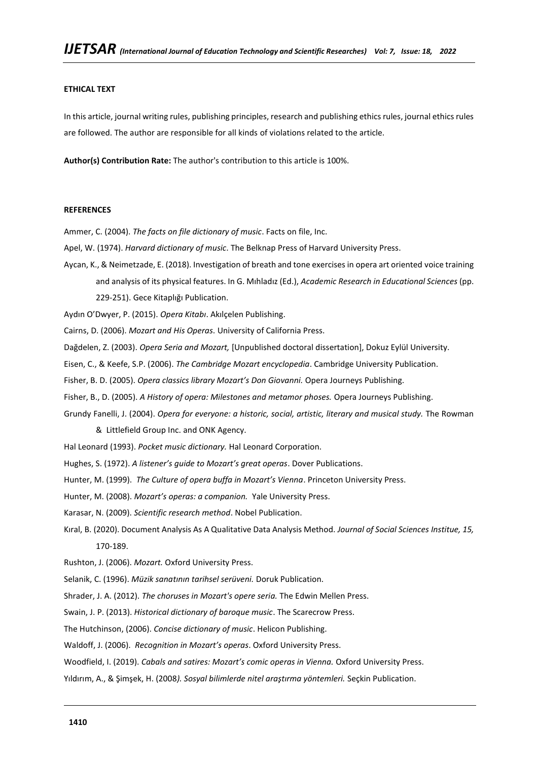**ETHICAL TEXT**

In this article, journal writing rules, publishing principles, research and publishing ethics rules, journal ethics rules are followed. The author are responsible for all kinds of violations related to the article.

**Author(s) Contribution Rate:** The author's contribution to this article is 100%.

**REFERENCES**

Ammer, C. (2004). *The facts on file dictionary of music*. Facts on file, Inc.

Apel, W. (1974). *Harvard dictionary of music*. The Belknap Press of Harvard University Press.

Aycan, K., & Neimetzade, E. (2018). Investigation of breath and tone exercises in opera art oriented voice training and analysis of its physical features. In G. Mıhladız (Ed.), *Academic Research in Educational Sciences* (pp. 229-251). Gece Kitaplığı Publication.

Aydın O'Dwyer, P. (2015). *Opera Kitabı*. Akılçelen Publishing.

Cairns, D. (2006). *Mozart and His Operas.* University of California Press.

Dağdelen, Z. (2003). *Opera Seria and Mozart,* [Unpublished doctoral dissertation], Dokuz Eylül University.

Eisen, C., & Keefe, S.P. (2006). *The Cambridge Mozart encyclopedia*. Cambridge University Publication.

Fisher, B. D. (2005). *Opera classics library Mozart's Don Giovanni.* Opera Journeys Publishing.

Fisher, B., D. (2005). *A History of opera: Milestones and metamor phoses.* Opera Journeys Publishing.

Grundy Fanelli, J. (2004). *Opera for everyone: a historic, social, artistic, literary and musical study.* The Rowman & Littlefield Group Inc. and ONK Agency.

Hal Leonard (1993). *Pocket music dictionary.* Hal Leonard Corporation.

Hughes, S. (1972). *A listener's guide to Mozart's great operas*. Dover Publications.

Hunter, M. (1999). *The Culture of opera buffa in Mozart's Vienna*. Princeton University Press.

Hunter, M. (2008). *Mozart's operas: a companion.* Yale University Press.

Karasar, N. (2009). *Scientific research method*. Nobel Publication.

Kıral, B. (2020). Document Analysis As A Qualitative Data Analysis Method. *Journal of Social Sciences Institue, 15,* 170-189.

Rushton, J. (2006). *Mozart.* Oxford University Press.

Selanik, C. (1996). *Müzik sanatının tarihsel serüveni.* Doruk Publication.

Shrader, J. A. (2012). *The choruses in Mozart's opere seria.* The Edwin Mellen Press.

Swain, J. P. (2013). *Historical dictionary of baroque music*. The Scarecrow Press.

The Hutchinson, (2006). *Concise dictionary of music*. Helicon Publishing.

Waldoff, J. (2006). *Recognition in Mozart's operas*. Oxford University Press.

Woodfield, I. (2019). *Cabals and satires: Mozart's comic operas in Vienna.* Oxford University Press.

Yıldırım, A., & Şimşek, H. (2008*). Sosyal bilimlerde nitel araştırma yöntemleri.* Seçkin Publication.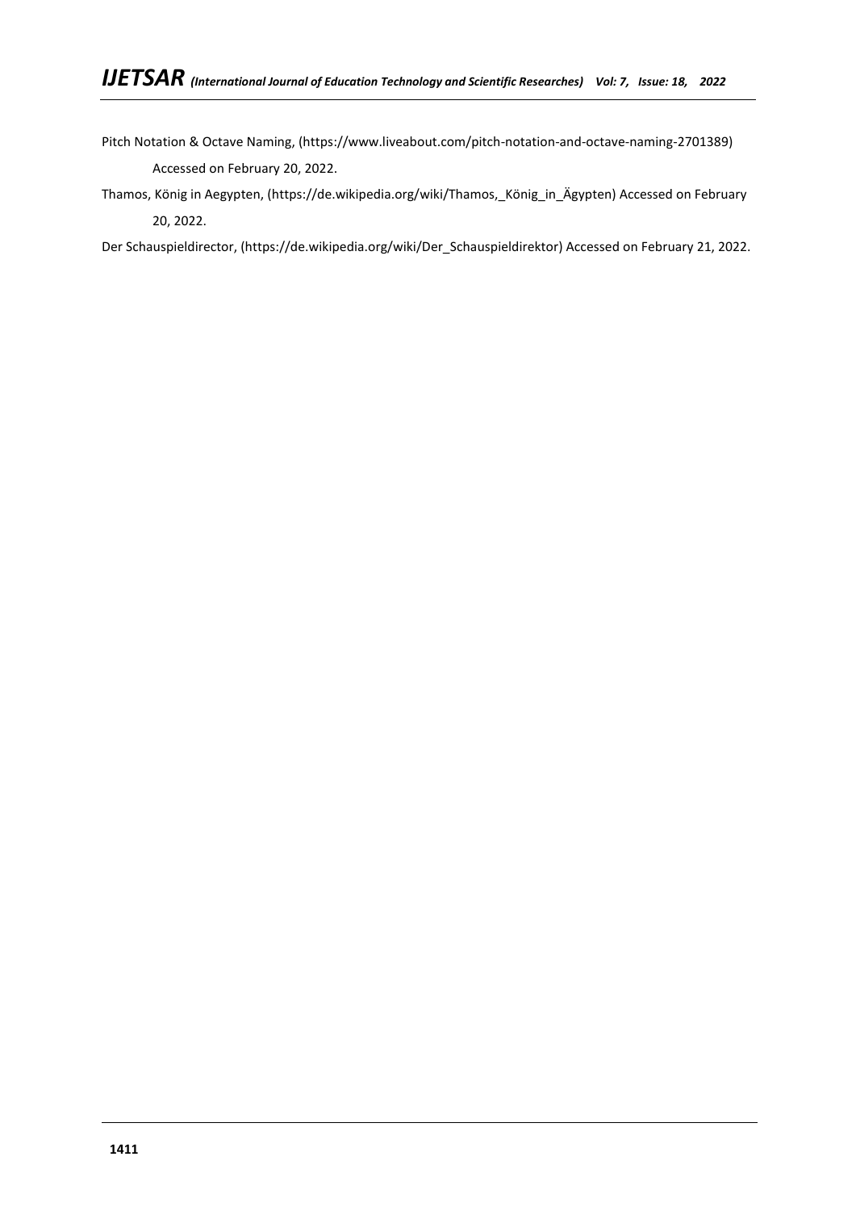Pitch Notation & Octave Naming, (https://www.liveabout.com/pitch-notation-and-octave-naming-2701389) Accessed on February 20, 2022.

Thamos, König in Aegypten, (https://de.wikipedia.org/wiki/Thamos,_König_in_Ägypten) Accessed on February 20, 2022.

Der Schauspieldirector, (https://de.wikipedia.org/wiki/Der_Schauspieldirektor) Accessed on February 21, 2022.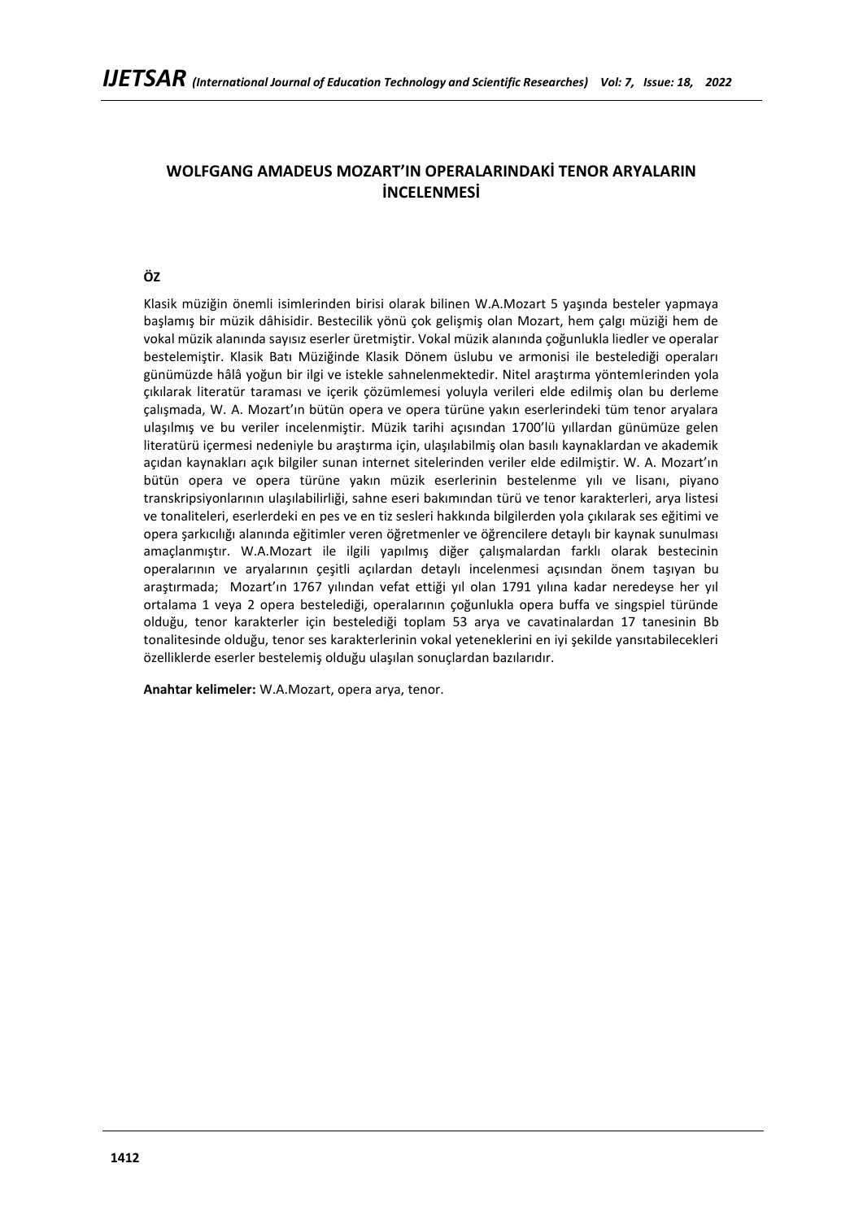# WOLFGANG AMADEUS MOZART'IN OPERALARINDAKİ TENOR ARYALARIN İNCELENMESİ

## ÖZ

Klasik müziğin önemli isimlerinden birisi olarak bilinen W.A.Mozart 5 yaşında besteler yapmaya başlamış bir müzik dâhisidir. Bestecilik yönü çok gelişmiş olan Mozart, hem çalgı müziği hem de vokal müzik alanında sayısız eserler üretmiştir. Vokal müzik alanında çoğunlukla liedler ve operalar bestelemiştir. Klasik Batı Müziğinde Klasik Dönem üslubu ve armonisi ile bestelediği operaları günümüzde hâlâ yoğun bir ilgi ve istekle sahnelenmektedir. Nitel araştırma yöntemlerinden yola çıkılarak literatür taraması ve içerik çözümlemesi yoluyla verileri elde edilmiş olan bu derleme çalışmada, W. A. Mozart'ın bütün opera ve opera türüne yakın eserlerindeki tüm tenor aryalara ulaşılmış ve bu veriler incelenmiştir. Müzik tarihi açısından 1700'lü yıllardan günümüze gelen literatürü içermesi nedeniyle bu araştırma için, ulaşılabilmiş olan basılı kaynaklardan ve akademik açıdan kaynakları açık bilgiler sunan internet sitelerinden veriler elde edilmiştir. W. A. Mozart'ın bütün opera ve opera türüne yakın müzik eserlerinin bestelenme yılı ve lisanı, piyano transkripsiyonlarının ulaşılabilirliği, sahne eseri bakımından türü ve tenor karakterleri, arya listesi ve tonaliteleri, eserlerdeki en pes ve en tiz sesleri hakkında bilgilerden yola çıkılarak ses eğitimi ve opera şarkıcılığı alanında eğitimler veren öğretmenler ve öğrencilere detaylı bir kaynak sunulması amaçlanmıştır. W.A.Mozart ile ilgili yapılmış diğer çalışmalardan farklı olarak bestecinin operalarının ve aryalarının çeşitli açılardan detaylı incelenmesi açısından önem taşıyan bu araştırmada; Mozart'ın 1767 yılından vefat ettiği yıl olan 1791 yılına kadar neredeyse her yıl ortalama 1 veya 2 opera bestelediği, operalarının çoğunlukla opera buffa ve singspiel türünde olduğu, tenor karakterler için bestelediği toplam 53 arya ve cavatinalardan 17 tanesinin Bb tonalitesinde olduğu, tenor ses karakterlerinin vokal yeteneklerini en iyi şekilde yansıtabilecekleri özelliklerde eserler bestelemiş olduğu ulaşılan sonuçlardan bazılarıdır.

**Anahtar kelimeler:** W.A.Mozart, opera arya, tenor.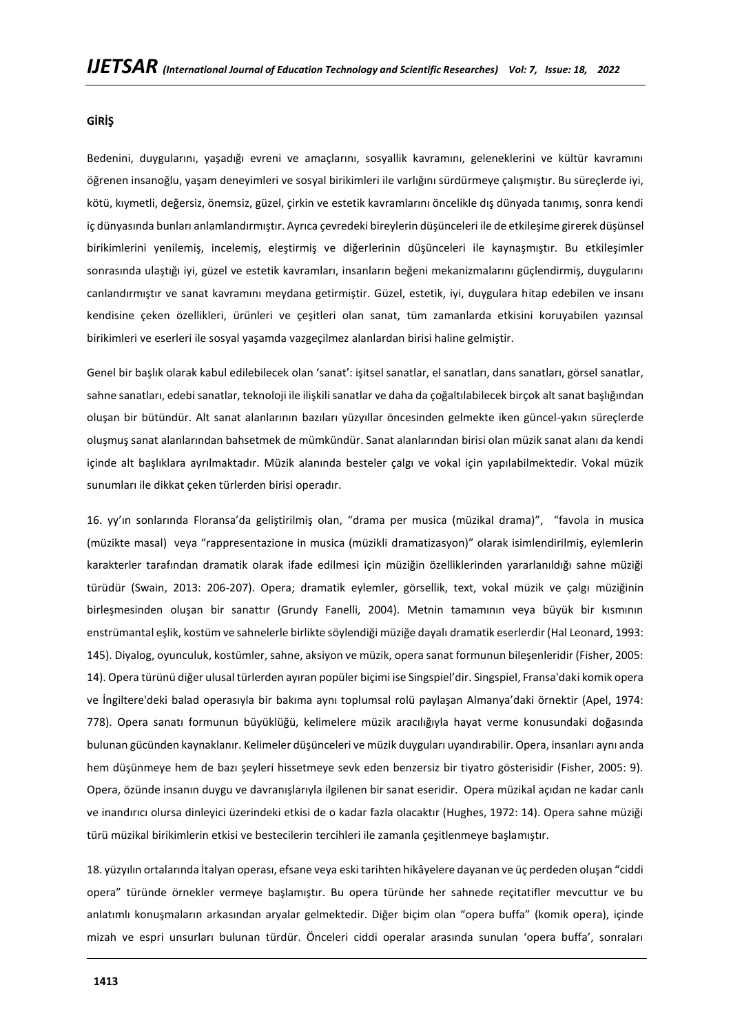**GİRİŞ**

Bedenini, duygularını, yaşadığı evreni ve amaçlarını, sosyallik kavramını, geleneklerini ve kültür kavramını öğrenen insanoğlu, yaşam deneyimleri ve sosyal birikimleri ile varlığını sürdürmeye çalışmıştır. Bu süreçlerde iyi, kötü, kıymetli, değersiz, önemsiz, güzel, çirkin ve estetik kavramlarını öncelikle dış dünyada tanımış, sonra kendi iç dünyasında bunları anlamlandırmıştır. Ayrıca çevredeki bireylerin düşünceleri ile de etkileşime girerek düşünsel birikimlerini yenilemiş, incelemiş, eleştirmiş ve diğerlerinin düşünceleri ile kaynaşmıştır. Bu etkileşimler sonrasında ulaştığı iyi, güzel ve estetik kavramları, insanların beğeni mekanizmalarını güçlendirmiş, duygularını canlandırmıştır ve sanat kavramını meydana getirmiştir. Güzel, estetik, iyi, duygulara hitap edebilen ve insanı kendisine çeken özellikleri, ürünleri ve çeşitleri olan sanat, tüm zamanlarda etkisini koruyabilen yazınsal birikimleri ve eserleri ile sosyal yaşamda vazgeçilmez alanlardan birisi haline gelmiştir.

Genel bir başlık olarak kabul edilebilecek olan 'sanat': işitsel sanatlar, el sanatları, dans sanatları, görsel sanatlar, sahne sanatları, edebi sanatlar, teknoloji ile ilişkili sanatlar ve daha da çoğaltılabilecek birçok alt sanat başlığından oluşan bir bütündür. Alt sanat alanlarının bazıları yüzyıllar öncesinden gelmekte iken güncel-yakın süreçlerde oluşmuş sanat alanlarından bahsetmek de mümkündür. Sanat alanlarından birisi olan müzik sanat alanı da kendi içinde alt başlıklara ayrılmaktadır. Müzik alanında besteler çalgı ve vokal için yapılabilmektedir. Vokal müzik sunumları ile dikkat çeken türlerden birisi operadır.

16. yy'ın sonlarında Floransa'da geliştirilmiş olan, "drama per musica (müzikal drama)", "favola in musica (müzikte masal) veya "rappresentazione in musica (müzikli dramatizasyon)" olarak isimlendirilmiş, eylemlerin karakterler tarafından dramatik olarak ifade edilmesi için müziğin özelliklerinden yararlanıldığı sahne müziği türüdür (Swain, 2013: 206-207). Opera; dramatik eylemler, görsellik, text, vokal müzik ve çalgı müziğinin birleşmesinden oluşan bir sanattır (Grundy Fanelli, 2004). Metnin tamamının veya büyük bir kısmının enstrümantal eşlik, kostüm ve sahnelerle birlikte söylendiği müziğe dayalı dramatik eserlerdir (Hal Leonard, 1993: 145). Diyalog, oyunculuk, kostümler, sahne, aksiyon ve müzik, opera sanat formunun bileşenleridir (Fisher, 2005: 14). Opera türünü diğer ulusal türlerden ayıran popüler biçimi ise Singspiel'dir. Singspiel, Fransa'daki komik opera ve İngiltere'deki balad operasıyla bir bakıma aynı toplumsal rolü paylaşan Almanya'daki örnektir (Apel, 1974: 778). Opera sanatı formunun büyüklüğü, kelimelere müzik aracılığıyla hayat verme konusundaki doğasında bulunan gücünden kaynaklanır. Kelimeler düşünceleri ve müzik duyguları uyandırabilir. Opera, insanları aynı anda hem düşünmeye hem de bazı şeyleri hissetmeye sevk eden benzersiz bir tiyatro gösterisidir (Fisher, 2005: 9). Opera, özünde insanın duygu ve davranışlarıyla ilgilenen bir sanat eseridir. Opera müzikal açıdan ne kadar canlı ve inandırıcı olursa dinleyici üzerindeki etkisi de o kadar fazla olacaktır (Hughes, 1972: 14). Opera sahne müziği türü müzikal birikimlerin etkisi ve bestecilerin tercihleri ile zamanla çeşitlenmeye başlamıştır.

18. yüzyılın ortalarında İtalyan operası, efsane veya eski tarihten hikâyelere dayanan ve üç perdeden oluşan "ciddi opera" türünde örnekler vermeye başlamıştır. Bu opera türünde her sahnede reçitatifler mevcuttur ve bu anlatımlı konuşmaların arkasından aryalar gelmektedir. Diğer biçim olan "opera buffa" (komik opera), içinde mizah ve espri unsurları bulunan türdür. Önceleri ciddi operalar arasında sunulan 'opera buffa', sonraları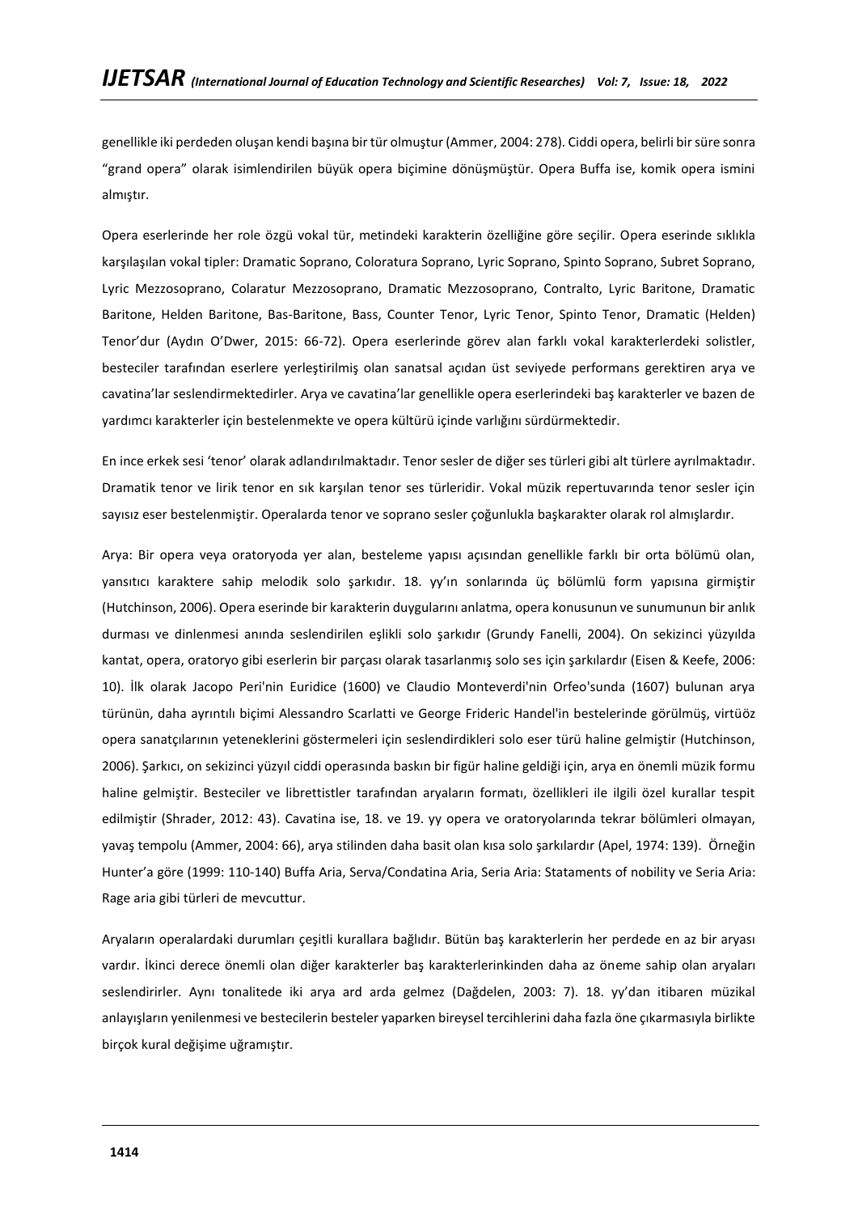genellikle iki perdeden oluşan kendi başına bir tür olmuştur (Ammer, 2004: 278). Ciddi opera, belirli bir süre sonra "grand opera" olarak isimlendirilen büyük opera biçimine dönüşmüştür. Opera Buffa ise, komik opera ismini almıştır.

Opera eserlerinde her role özgü vokal tür, metindeki karakterin özelliğine göre seçilir. Opera eserinde sıklıkla karşılaşılan vokal tipler: Dramatic Soprano, Coloratura Soprano, Lyric Soprano, Spinto Soprano, Subret Soprano, Lyric Mezzosoprano, Colaratur Mezzosoprano, Dramatic Mezzosoprano, Contralto, Lyric Baritone, Dramatic Baritone, Helden Baritone, Bas-Baritone, Bass, Counter Tenor, Lyric Tenor, Spinto Tenor, Dramatic (Helden) Tenor'dur (Aydın O'Dwer, 2015: 66-72). Opera eserlerinde görev alan farklı vokal karakterlerdeki solistler, besteciler tarafından eserlere yerleştirilmiş olan sanatsal açıdan üst seviyede performans gerektiren arya ve cavatina'lar seslendirmektedirler. Arya ve cavatina'lar genellikle opera eserlerindeki baş karakterler ve bazen de yardımcı karakterler için bestelenmekte ve opera kültürü içinde varlığını sürdürmektedir.

En ince erkek sesi 'tenor' olarak adlandırılmaktadır. Tenor sesler de diğer ses türleri gibi alt türlere ayrılmaktadır. Dramatik tenor ve lirik tenor en sık karşılan tenor ses türleridir. Vokal müzik repertuvarında tenor sesler için sayısız eser bestelenmiştir. Operalarda tenor ve soprano sesler çoğunlukla başkarakter olarak rol almışlardır.

Arya: Bir opera veya oratoryoda yer alan, besteleme yapısı açısından genellikle farklı bir orta bölümü olan, yansıtıcı karaktere sahip melodik solo şarkıdır. 18. yy'ın sonlarında üç bölümlü form yapısına girmiştir (Hutchinson, 2006). Opera eserinde bir karakterin duygularını anlatma, opera konusunun ve sunumunun bir anlık durması ve dinlenmesi anında seslendirilen eşlikli solo şarkıdır (Grundy Fanelli, 2004). On sekizinci yüzyılda kantat, opera, oratoryo gibi eserlerin bir parçası olarak tasarlanmış solo ses için şarkılardır (Eisen & Keefe, 2006: 10). İlk olarak Jacopo Peri'nin Euridice (1600) ve Claudio Monteverdi'nin Orfeo'sunda (1607) bulunan arya türünün, daha ayrıntılı biçimi Alessandro Scarlatti ve George Frideric Handel'in bestelerinde görülmüş, virtüöz opera sanatçılarının yeteneklerini göstermeleri için seslendirdikleri solo eser türü haline gelmiştir (Hutchinson, 2006). Şarkıcı, on sekizinci yüzyıl ciddi operasında baskın bir figür haline geldiği için, arya en önemli müzik formu haline gelmiştir. Besteciler ve librettistler tarafından aryaların formatı, özellikleri ile ilgili özel kurallar tespit edilmiştir (Shrader, 2012: 43). Cavatina ise, 18. ve 19. yy opera ve oratoryolarında tekrar bölümleri olmayan, yavaş tempolu (Ammer, 2004: 66), arya stilinden daha basit olan kısa solo şarkılardır (Apel, 1974: 139). Örneğin Hunter'a göre (1999: 110-140) Buffa Aria, Serva/Condatina Aria, Seria Aria: Stataments of nobility ve Seria Aria: Rage aria gibi türleri de mevcuttur.

Aryaların operalardaki durumları çeşitli kurallara bağlıdır. Bütün baş karakterlerin her perdede en az bir aryası vardır. İkinci derece önemli olan diğer karakterler baş karakterlerinkinden daha az öneme sahip olan aryaları seslendirirler. Aynı tonalitede iki arya ard arda gelmez (Dağdelen, 2003: 7). 18. yy'dan itibaren müzikal anlayışların yenilenmesi ve bestecilerin besteler yaparken bireysel tercihlerini daha fazla öne çıkarmasıyla birlikte birçok kural değişime uğramıştır.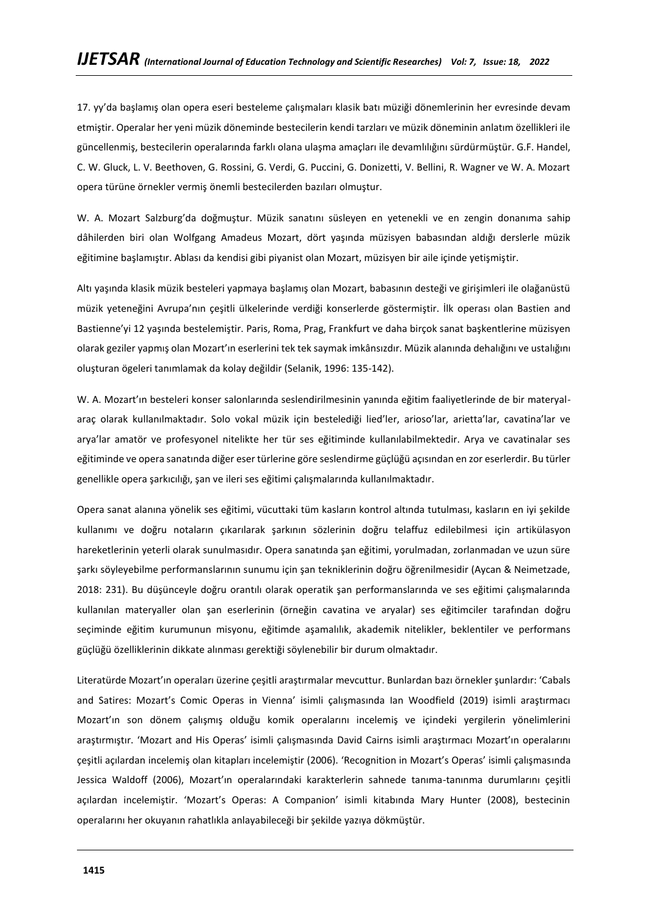17. yy'da başlamış olan opera eseri besteleme çalışmaları klasik batı müziği dönemlerinin her evresinde devam etmiştir. Operalar her yeni müzik döneminde bestecilerin kendi tarzları ve müzik döneminin anlatım özellikleri ile güncellenmiş, bestecilerin operalarında farklı olana ulaşma amaçları ile devamlılığını sürdürmüştür. G.F. Handel, C. W. Gluck, L. V. Beethoven, G. Rossini, G. Verdi, G. Puccini, G. Donizetti, V. Bellini, R. Wagner ve W. A. Mozart opera türüne örnekler vermiş önemli bestecilerden bazıları olmuştur.

W. A. Mozart Salzburg'da doğmuştur. Müzik sanatını süsleyen en yetenekli ve en zengin donanıma sahip dâhilerden biri olan Wolfgang Amadeus Mozart, dört yaşında müzisyen babasından aldığı derslerle müzik eğitimine başlamıştır. Ablası da kendisi gibi piyanist olan Mozart, müzisyen bir aile içinde yetişmiştir.

Altı yaşında klasik müzik besteleri yapmaya başlamış olan Mozart, babasının desteği ve girişimleri ile olağanüstü müzik yeteneğini Avrupa'nın çeşitli ülkelerinde verdiği konserlerde göstermiştir. İlk operası olan Bastien and Bastienne'yi 12 yaşında bestelemiştir. Paris, Roma, Prag, Frankfurt ve daha birçok sanat başkentlerine müzisyen olarak geziler yapmış olan Mozart'ın eserlerini tek tek saymak imkânsızdır. Müzik alanında dehalığını ve ustalığını oluşturan ögeleri tanımlamak da kolay değildir (Selanik, 1996: 135-142).

W. A. Mozart'ın besteleri konser salonlarında seslendirilmesinin yanında eğitim faaliyetlerinde de bir materyal-araç olarak kullanılmaktadır. Solo vokal müzik için bestelediği lied'ler, arioso'lar, arietta'lar, cavatina'lar ve arya'lar amatör ve profesyonel nitelikte her tür ses eğitiminde kullanılabilmektedir. Arya ve cavatinalar ses eğitiminde ve opera sanatında diğer eser türlerine göre seslendirme güçlüğü açısından en zor eserlerdir. Bu türler genellikle opera şarkıcılığı, şan ve ileri ses eğitimi çalışmalarında kullanılmaktadır.

Opera sanat alanına yönelik ses eğitimi, vücuttaki tüm kasların kontrol altında tutulması, kasların en iyi şekilde kullanımı ve doğru notaların çıkarılarak şarkının sözlerinin doğru telaffuz edilebilmesi için artikülasyon hareketlerinin yeterli olarak sunulmasıdır. Opera sanatında şan eğitimi, yorulmadan, zorlanmadan ve uzun süre şarkı söyleyebilme performanslarının sunumu için şan tekniklerinin doğru öğrenilmesidir (Aycan & Neimetzade, 2018: 231). Bu düşünceyle doğru orantılı olarak operatik şan performanslarında ve ses eğitimi çalışmalarında kullanılan materyaller olan şan eserlerinin (örneğin cavatina ve aryalar) ses eğitimciler tarafından doğru seçiminde eğitim kurumunun misyonu, eğitimde aşamalılık, akademik nitelikler, beklentiler ve performans güçlüğü özelliklerinin dikkate alınması gerektiği söylenebilir bir durum olmaktadır.

Literatürde Mozart'ın operaları üzerine çeşitli araştırmalar mevcuttur. Bunlardan bazı örnekler şunlardır: 'Cabals and Satires: Mozart's Comic Operas in Vienna' isimli çalışmasında Ian Woodfield (2019) isimli araştırmacı Mozart'ın son dönem çalışmış olduğu komik operalarını incelemiş ve içindeki yergilerin yönelimlerini araştırmıştır. 'Mozart and His Operas' isimli çalışmasında David Cairns isimli araştırmacı Mozart'ın operalarını çeşitli açılardan incelemiş olan kitapları incelemiştir (2006). 'Recognition in Mozart's Operas' isimli çalışmasında Jessica Waldoff (2006), Mozart'ın operalarındaki karakterlerin sahnede tanıma-tanınma durumlarını çeşitli açılardan incelemiştir. 'Mozart's Operas: A Companion' isimli kitabında Mary Hunter (2008), bestecinin operalarını her okuyanın rahatlıkla anlayabileceği bir şekilde yazıya dökmüştür.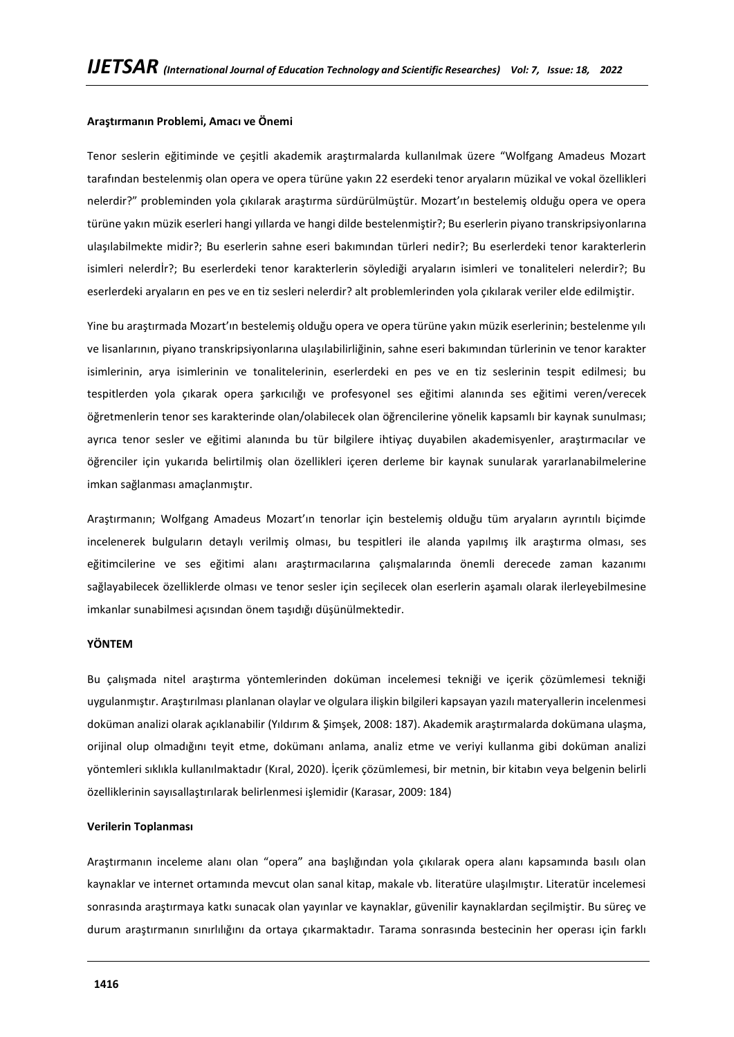**Araştırmanın Problemi, Amacı ve Önemi**

Tenor seslerin eğitiminde ve çeşitli akademik araştırmalarda kullanılmak üzere "Wolfgang Amadeus Mozart tarafından bestelenmiş olan opera ve opera türüne yakın 22 eserdeki tenor aryaların müzikal ve vokal özellikleri nelerdir?" probleminden yola çıkılarak araştırma sürdürülmüştür. Mozart'ın bestelemiş olduğu opera ve opera türüne yakın müzik eserleri hangi yıllarda ve hangi dilde bestelenmiştir?; Bu eserlerin piyano transkripsiyonlarına ulaşılabilmekte midir?; Bu eserlerin sahne eseri bakımından türleri nedir?; Bu eserlerdeki tenor karakterlerin isimleri nelerdİr?; Bu eserlerdeki tenor karakterlerin söylediği aryaların isimleri ve tonaliteleri nelerdir?; Bu eserlerdeki aryaların en pes ve en tiz sesleri nelerdir? alt problemlerinden yola çıkılarak veriler elde edilmiştir.

Yine bu araştırmada Mozart'ın bestelemiş olduğu opera ve opera türüne yakın müzik eserlerinin; bestelenme yılı ve lisanlarının, piyano transkripsiyonlarına ulaşılabilirliğinin, sahne eseri bakımından türlerinin ve tenor karakter isimlerinin, arya isimlerinin ve tonalitelerinin, eserlerdeki en pes ve en tiz seslerinin tespit edilmesi; bu tespitlerden yola çıkarak opera şarkıcılığı ve profesyonel ses eğitimi alanında ses eğitimi veren/verecek öğretmenlerin tenor ses karakterinde olan/olabilecek olan öğrencilerine yönelik kapsamlı bir kaynak sunulması; ayrıca tenor sesler ve eğitimi alanında bu tür bilgilere ihtiyaç duyabilen akademisyenler, araştırmacılar ve öğrenciler için yukarıda belirtilmiş olan özellikleri içeren derleme bir kaynak sunularak yararlanabilmelerine imkan sağlanması amaçlanmıştır.

Araştırmanın; Wolfgang Amadeus Mozart'ın tenorlar için bestelemiş olduğu tüm aryaların ayrıntılı biçimde incelenerek bulguların detaylı verilmiş olması, bu tespitleri ile alanda yapılmış ilk araştırma olması, ses eğitimcilerine ve ses eğitimi alanı araştırmacılarına çalışmalarında önemli derecede zaman kazanımı sağlayabilecek özelliklerde olması ve tenor sesler için seçilecek olan eserlerin aşamalı olarak ilerleyebilmesine imkanlar sunabilmesi açısından önem taşıdığı düşünülmektedir.

**YÖNTEM**

Bu çalışmada nitel araştırma yöntemlerinden doküman incelemesi tekniği ve içerik çözümlemesi tekniği uygulanmıştır. Araştırılması planlanan olaylar ve olgulara ilişkin bilgileri kapsayan yazılı materyallerin incelenmesi doküman analizi olarak açıklanabilir (Yıldırım & Şimşek, 2008: 187). Akademik araştırmalarda dokümana ulaşma, orijinal olup olmadığını teyit etme, dokümanı anlama, analiz etme ve veriyi kullanma gibi doküman analizi yöntemleri sıklıkla kullanılmaktadır (Kıral, 2020). İçerik çözümlemesi, bir metnin, bir kitabın veya belgenin belirli özelliklerinin sayısallaştırılarak belirlenmesi işlemidir (Karasar, 2009: 184)

**Verilerin Toplanması**

Araştırmanın inceleme alanı olan "opera" ana başlığından yola çıkılarak opera alanı kapsamında basılı olan kaynaklar ve internet ortamında mevcut olan sanal kitap, makale vb. literatüre ulaşılmıştır. Literatür incelemesi sonrasında araştırmaya katkı sunacak olan yayınlar ve kaynaklar, güvenilir kaynaklardan seçilmiştir. Bu süreç ve durum araştırmanın sınırlılığını da ortaya çıkarmaktadır. Tarama sonrasında bestecinin her operası için farklı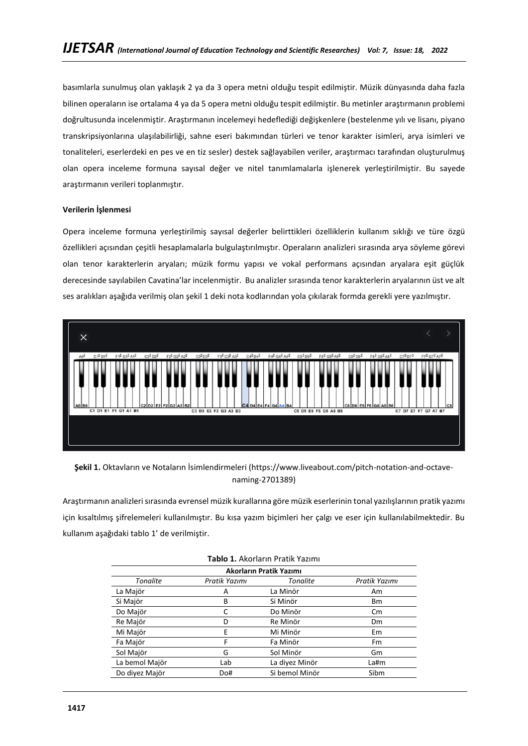basımlarla sunulmuş olan yaklaşık 2 ya da 3 opera metni olduğu tespit edilmiştir. Müzik dünyasında daha fazla bilinen operaların ise ortalama 4 ya da 5 opera metni olduğu tespit edilmiştir. Bu metinler araştırmanın problemi doğrultusunda incelenmiştir. Araştırmanın incelemeyi hedeflediği değişkenlere (bestelenme yılı ve lisanı, piyano transkripsiyonlarına ulaşılabilirliği, sahne eseri bakımından türleri ve tenor karakter isimleri, arya isimleri ve tonaliteleri, eserlerdeki en pes ve en tiz sesler) destek sağlayabilen veriler, araştırmacı tarafından oluşturulmuş olan opera inceleme formuna sayısal değer ve nitel tanımlamalarla işlenerek yerleştirilmiştir. Bu sayede araştırmanın verileri toplanmıştır.

**Verilerin İşlenmesi**

Opera inceleme formuna yerleştirilmiş sayısal değerler belirttikleri özelliklerin kullanım sıklığı ve türe özgü özellikleri açısından çeşitli hesaplamalarla bulgulaştırılmıştır. Operaların analizleri sırasında arya söyleme görevi olan tenor karakterlerin aryaları; müzik formu yapısı ve vokal performans açısından aryalara eşit güçlük derecesinde sayılabilen Cavatina'lar incelenmiştir. Bu analizler sırasında tenor karakterlerin aryalarının üst ve alt ses aralıkları aşağıda verilmiş olan şekil 1 deki nota kodlarından yola çıkılarak formda gerekli yere yazılmıştır.

**Şekil 1.** Oktavların ve Notaların İsimlendirmeleri (https://www.liveabout.com/pitch-notation-and-octave-naming-2701389)

Araştırmanın analizleri sırasında evrensel müzik kurallarına göre müzik eserlerinin tonal yazılışlarının pratik yazımı için kısaltılmış şifrelemeleri kullanılmıştır. Bu kısa yazım biçimleri her çalgı ve eser için kullanılabilmektedir. Bu kullanım aşağıdaki tablo 1' de verilmiştir.

**Tablo 1.** Akorların Pratik Yazımı

| Akorların Pratik Yazımı | | | |
|---|---|---|---|
| *Tonalite* | *Pratik Yazımı* | *Tonalite* | *Pratik Yazımı* |
| La Majör | A | La Minör | Am |
| Si Majör | B | Si Minör | Bm |
| Do Majör | C | Do Minör | Cm |
| Re Majör | D | Re Minör | Dm |
| Mi Majör | E | Mi Minör | Em |
| Fa Majör | F | Fa Minör | Fm |
| Sol Majör | G | Sol Minör | Gm |
| La bemol Majör | Lab | La diyez Minör | La#m |
| Do diyez Majör | Do# | Si bemol Minör | Sibm |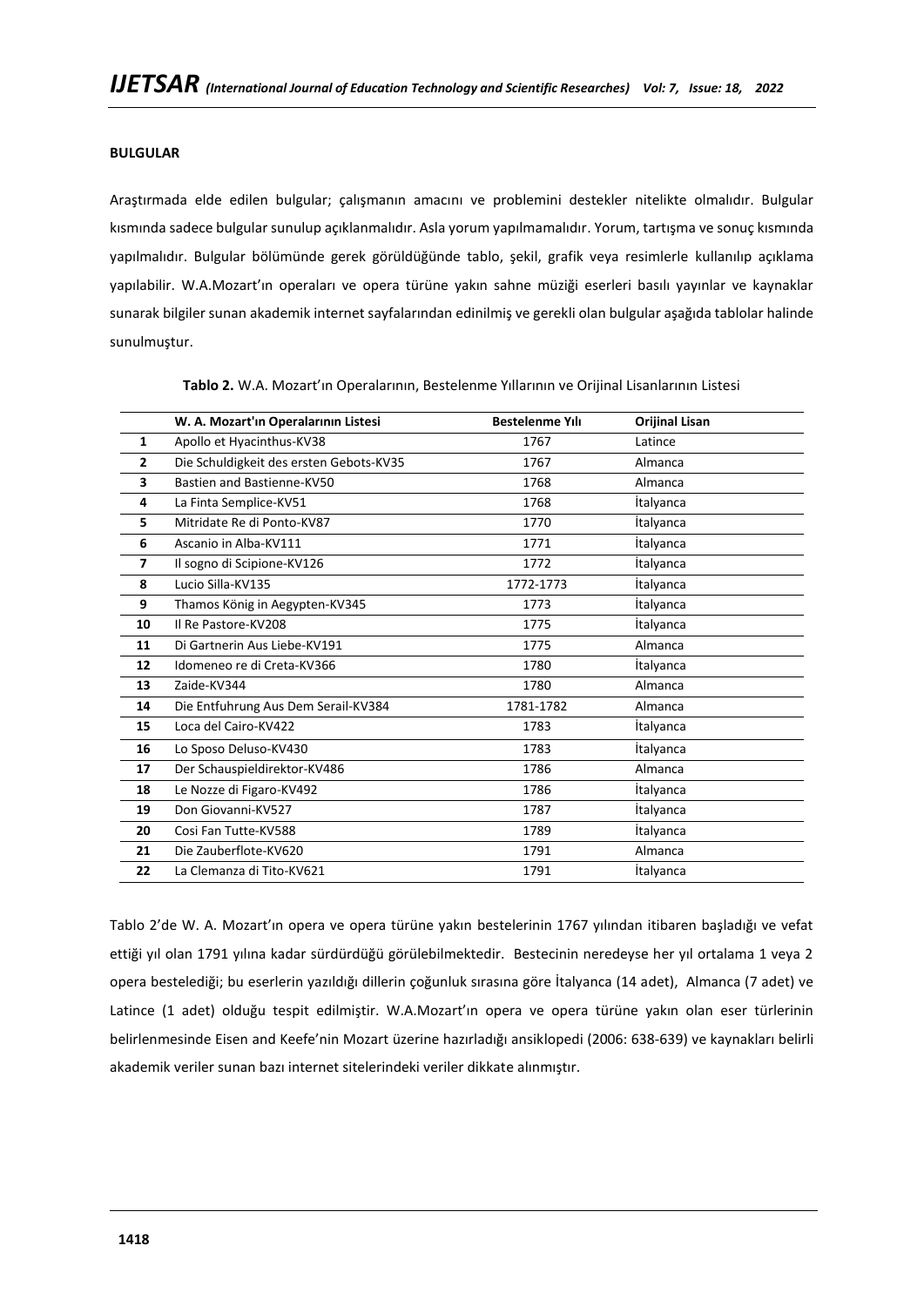**BULGULAR**

Araştırmada elde edilen bulgular; çalışmanın amacını ve problemini destekler nitelikte olmalıdır. Bulgular kısmında sadece bulgular sunulup açıklanmalıdır. Asla yorum yapılmamalıdır. Yorum, tartışma ve sonuç kısmında yapılmalıdır. Bulgular bölümünde gerek görüldüğünde tablo, şekil, grafik veya resimlerle kullanılıp açıklama yapılabilir. W.A.Mozart'ın operaları ve opera türüne yakın sahne müziği eserleri basılı yayınlar ve kaynaklar sunarak bilgiler sunan akademik internet sayfalarından edinilmiş ve gerekli olan bulgular aşağıda tablolar halinde sunulmuştur.

**Tablo 2.** W.A. Mozart'ın Operalarının, Bestelenme Yıllarının ve Orijinal Lisanlarının Listesi

| | W. A. Mozart'ın Operalarının Listesi | Bestelenme Yılı | Orijinal Lisan |
|---|---|---|---|
| **1** | Apollo et Hyacinthus-KV38 | 1767 | Latince |
| **2** | Die Schuldigkeit des ersten Gebots-KV35 | 1767 | Almanca |
| **3** | Bastien and Bastienne-KV50 | 1768 | Almanca |
| **4** | La Finta Semplice-KV51 | 1768 | İtalyanca |
| **5** | Mitridate Re di Ponto-KV87 | 1770 | İtalyanca |
| **6** | Ascanio in Alba-KV111 | 1771 | İtalyanca |
| **7** | Il sogno di Scipione-KV126 | 1772 | İtalyanca |
| **8** | Lucio Silla-KV135 | 1772-1773 | İtalyanca |
| **9** | Thamos König in Aegypten-KV345 | 1773 | İtalyanca |
| **10** | Il Re Pastore-KV208 | 1775 | İtalyanca |
| **11** | Di Gartnerin Aus Liebe-KV191 | 1775 | Almanca |
| **12** | Idomeneo re di Creta-KV366 | 1780 | İtalyanca |
| **13** | Zaide-KV344 | 1780 | Almanca |
| **14** | Die Entfuhrung Aus Dem Serail-KV384 | 1781-1782 | Almanca |
| **15** | Loca del Cairo-KV422 | 1783 | İtalyanca |
| **16** | Lo Sposo Deluso-KV430 | 1783 | İtalyanca |
| **17** | Der Schauspieldirektor-KV486 | 1786 | Almanca |
| **18** | Le Nozze di Figaro-KV492 | 1786 | İtalyanca |
| **19** | Don Giovanni-KV527 | 1787 | İtalyanca |
| **20** | Cosi Fan Tutte-KV588 | 1789 | İtalyanca |
| **21** | Die Zauberflote-KV620 | 1791 | Almanca |
| **22** | La Clemanza di Tito-KV621 | 1791 | İtalyanca |

Tablo 2'de W. A. Mozart'ın opera ve opera türüne yakın bestelerinin 1767 yılından itibaren başladığı ve vefat ettiği yıl olan 1791 yılına kadar sürdürdüğü görülebilmektedir. Bestecinin neredeyse her yıl ortalama 1 veya 2 opera bestelediği; bu eserlerin yazıldığı dillerin çoğunluk sırasına göre İtalyanca (14 adet), Almanca (7 adet) ve Latince (1 adet) olduğu tespit edilmiştir. W.A.Mozart'ın opera ve opera türüne yakın olan eser türlerinin belirlenmesinde Eisen and Keefe'nin Mozart üzerine hazırladığı ansiklopedi (2006: 638-639) ve kaynakları belirli akademik veriler sunan bazı internet sitelerindeki veriler dikkate alınmıştır.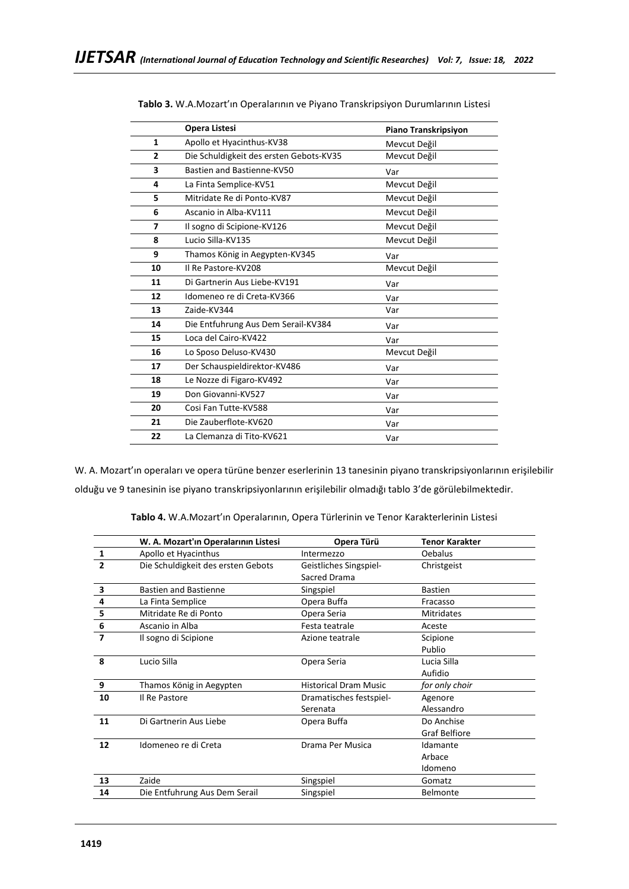**Tablo 3.** W.A.Mozart'ın Operalarının ve Piyano Transkripsiyon Durumlarının Listesi

| | Opera Listesi | Piano Transkripsiyon |
|---|---|---|
| 1 | Apollo et Hyacinthus-KV38 | Mevcut Değil |
| 2 | Die Schuldigkeit des ersten Gebots-KV35 | Mevcut Değil |
| 3 | Bastien and Bastienne-KV50 | Var |
| 4 | La Finta Semplice-KV51 | Mevcut Değil |
| 5 | Mitridate Re di Ponto-KV87 | Mevcut Değil |
| 6 | Ascanio in Alba-KV111 | Mevcut Değil |
| 7 | Il sogno di Scipione-KV126 | Mevcut Değil |
| 8 | Lucio Silla-KV135 | Mevcut Değil |
| 9 | Thamos König in Aegypten-KV345 | Var |
| 10 | Il Re Pastore-KV208 | Mevcut Değil |
| 11 | Di Gartnerin Aus Liebe-KV191 | Var |
| 12 | Idomeneo re di Creta-KV366 | Var |
| 13 | Zaide-KV344 | Var |
| 14 | Die Entfuhrung Aus Dem Serail-KV384 | Var |
| 15 | Loca del Cairo-KV422 | Var |
| 16 | Lo Sposo Deluso-KV430 | Mevcut Değil |
| 17 | Der Schauspieldirektor-KV486 | Var |
| 18 | Le Nozze di Figaro-KV492 | Var |
| 19 | Don Giovanni-KV527 | Var |
| 20 | Cosi Fan Tutte-KV588 | Var |
| 21 | Die Zauberflote-KV620 | Var |
| 22 | La Clemanza di Tito-KV621 | Var |

W. A. Mozart'ın operaları ve opera türüne benzer eserlerinin 13 tanesinin piyano transkripsiyonlarının erişilebilir olduğu ve 9 tanesinin ise piyano transkripsiyonlarının erişilebilir olmadığı tablo 3'de görülebilmektedir.

**Tablo 4.** W.A.Mozart'ın Operalarının, Opera Türlerinin ve Tenor Karakterlerinin Listesi

| | W. A. Mozart'ın Operalarının Listesi | Opera Türü | Tenor Karakter |
|---|---|---|---|
| 1 | Apollo et Hyacinthus | Intermezzo | Oebalus |
| 2 | Die Schuldigkeit des ersten Gebots | Geistliches Singspiel-Sacred Drama | Christgeist |
| 3 | Bastien and Bastienne | Singspiel | Bastien |
| 4 | La Finta Semplice | Opera Buffa | Fracasso |
| 5 | Mitridate Re di Ponto | Opera Seria | Mitridates |
| 6 | Ascanio in Alba | Festa teatrale | Aceste |
| 7 | Il sogno di Scipione | Azione teatrale | Scipione Publio |
| 8 | Lucio Silla | Opera Seria | Lucia Silla Aufidio |
| 9 | Thamos König in Aegypten | Historical Dram Music | *for only choir* |
| 10 | Il Re Pastore | Dramatisches festspiel-Serenata | Agenore Alessandro |
| 11 | Di Gartnerin Aus Liebe | Opera Buffa | Do Anchise Graf Belfiore |
| 12 | Idomeneo re di Creta | Drama Per Musica | Idamante Arbace Idomeno |
| 13 | Zaide | Singspiel | Gomatz |
| 14 | Die Entfuhrung Aus Dem Serail | Singspiel | Belmonte |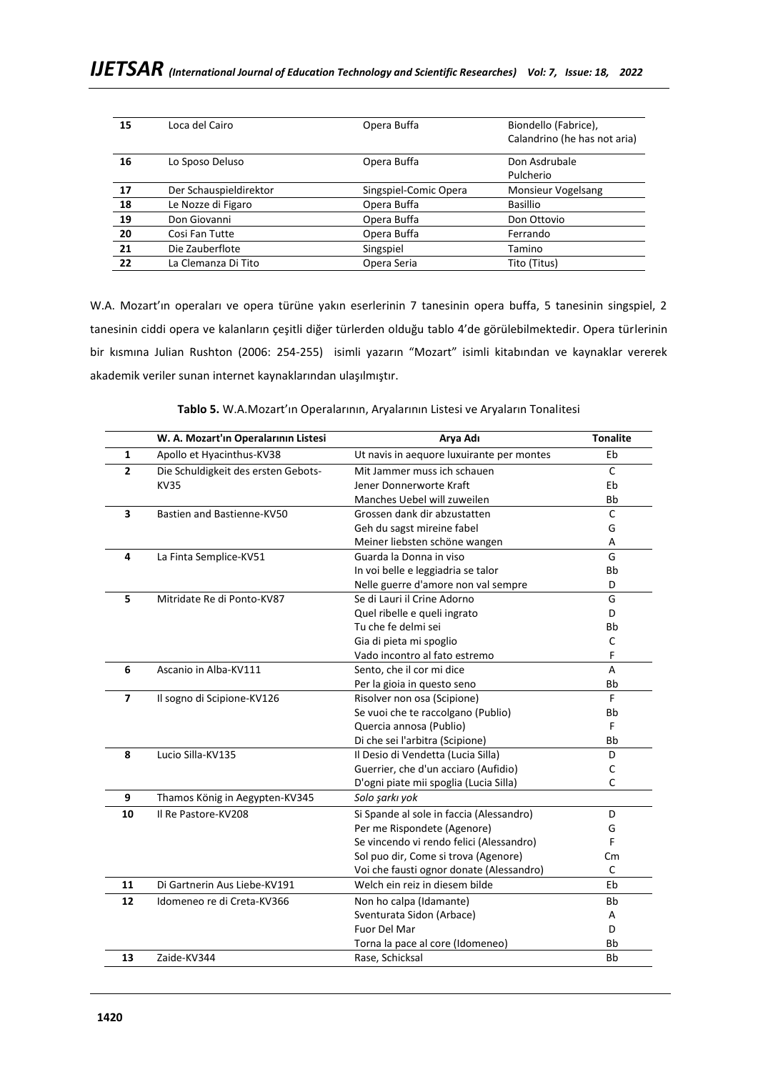| 15 | Loca del Cairo | Opera Buffa | Biondello (Fabrice), Calandrino (he has not aria) |
|---|---|---|---|
| 16 | Lo Sposo Deluso | Opera Buffa | Don Asdrubale Pulcherio |
| 17 | Der Schauspieldirektor | Singspiel-Comic Opera | Monsieur Vogelsang |
| 18 | Le Nozze di Figaro | Opera Buffa | Basillio |
| 19 | Don Giovanni | Opera Buffa | Don Ottovio |
| 20 | Cosi Fan Tutte | Opera Buffa | Ferrando |
| 21 | Die Zauberflote | Singspiel | Tamino |
| 22 | La Clemanza Di Tito | Opera Seria | Tito (Titus) |

W.A. Mozart'ın operaları ve opera türüne yakın eserlerinin 7 tanesinin opera buffa, 5 tanesinin singspiel, 2 tanesinin ciddi opera ve kalanların çeşitli diğer türlerden olduğu tablo 4'de görülebilmektedir. Opera türlerinin bir kısmına Julian Rushton (2006: 254-255) isimli yazarın "Mozart" isimli kitabından ve kaynaklar vererek akademik veriler sunan internet kaynaklarından ulaşılmıştır.

**Tablo 5.** W.A.Mozart'ın Operalarının, Aryalarının Listesi ve Aryaların Tonalitesi

| | W. A. Mozart'ın Operalarının Listesi | Arya Adı | Tonalite |
|---|---|---|---|
| 1 | Apollo et Hyacinthus-KV38 | Ut navis in aequore luxuirante per montes | Eb |
| 2 | Die Schuldigkeit des ersten Gebots-KV35 | Mit Jammer muss ich schauen | C |
| | | Jener Donnerworte Kraft | Eb |
| | | Manches Uebel will zuweilen | Bb |
| 3 | Bastien and Bastienne-KV50 | Grossen dank dir abzustatten | C |
| | | Geh du sagst mireine fabel | G |
| | | Meiner liebsten schöne wangen | A |
| 4 | La Finta Semplice-KV51 | Guarda la Donna in viso | G |
| | | In voi belle e leggiadria se talor | Bb |
| | | Nelle guerre d'amore non val sempre | D |
| 5 | Mitridate Re di Ponto-KV87 | Se di Lauri il Crine Adorno | G |
| | | Quel ribelle e queli ingrato | D |
| | | Tu che fe delmi sei | Bb |
| | | Gia di pieta mi spoglio | C |
| | | Vado incontro al fato estremo | F |
| 6 | Ascanio in Alba-KV111 | Sento, che il cor mi dice | A |
| | | Per la gioia in questo seno | Bb |
| 7 | Il sogno di Scipione-KV126 | Risolver non osa (Scipione) | F |
| | | Se vuoi che te raccolgano (Publio) | Bb |
| | | Quercia annosa (Publio) | F |
| | | Di che sei l'arbitra (Scipione) | Bb |
| 8 | Lucio Silla-KV135 | Il Desio di Vendetta (Lucia Silla) | D |
| | | Guerrier, che d'un acciaro (Aufidio) | C |
| | | D'ogni piate mii spoglia (Lucia Silla) | C |
| 9 | Thamos König in Aegypten-KV345 | *Solo şarkı yok* | |
| 10 | Il Re Pastore-KV208 | Si Spande al sole in faccia (Alessandro) | D |
| | | Per me Rispondete (Agenore) | G |
| | | Se vincendo vi rendo felici (Alessandro) | F |
| | | Sol puo dir, Come si trova (Agenore) | Cm |
| | | Voi che fausti ognor donate (Alessandro) | C |
| 11 | Di Gartnerin Aus Liebe-KV191 | Welch ein reiz in diesem bilde | Eb |
| 12 | Idomeneo re di Creta-KV366 | Non ho calpa (Idamante) | Bb |
| | | Sventurata Sidon (Arbace) | A |
| | | Fuor Del Mar | D |
| | | Torna la pace al core (Idomeneo) | Bb |
| 13 | Zaide-KV344 | Rase, Schicksal | Bb |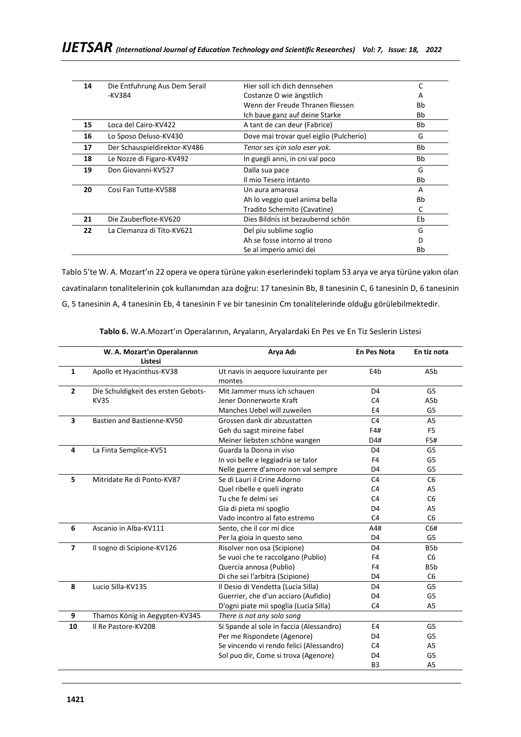| | | | |
|---|---|---|---|
| **14** | Die Entfuhrung Aus Dem Serail -KV384 | Hier soll ich dich dennsehen | C |
| | | Costanze O wie ängstlich | A |
| | | Wenn der Freude Thranen fliessen | Bb |
| | | Ich baue ganz auf deine Starke | Bb |
| **15** | Loca del Cairo-KV422 | A tant de can deur (Fabrice) | Bb |
| **16** | Lo Sposo Deluso-KV430 | Dove mai trovar quel eiglio (Pulcherio) | G |
| **17** | Der Schauspieldirektor-KV486 | *Tenor ses için solo eser yok.* | Bb |
| **18** | Le Nozze di Figaro-KV492 | In guegli anni, in cni val poco | Bb |
| **19** | Don Giovanni-KV527 | Dalla sua pace | G |
| | | Il mio Tesero intanto | Bb |
| **20** | Cosi Fan Tutte-KV588 | Un aura amarosa | A |
| | | Ah lo veggio quel anima bella | Bb |
| | | Tradito Schernito (Cavatine) | C |
| **21** | Die Zauberflote-KV620 | Dies Bildnis ist bezaubernd schön | Eb |
| **22** | La Clemanza di Tito-KV621 | Del piu sublime soglio | G |
| | | Ah se fosse intorno al trono | D |
| | | Se al imperio amici dei | Bb |

Tablo 5'te W. A. Mozart'ın 22 opera ve opera türüne yakın eserlerindeki toplam 53 arya ve arya türüne yakın olan cavatinaların tonalitelerinin çok kullanımdan aza doğru: 17 tanesinin Bb, 8 tanesinin C, 6 tanesinin D, 6 tanesinin G, 5 tanesinin A, 4 tanesinin Eb, 4 tanesinin F ve bir tanesinin Cm tonalitelerinde olduğu görülebilmektedir.

**Tablo 6.** W.A.Mozart'ın Operalarının, Aryaların, Aryalardaki En Pes ve En Tiz Seslerin Listesi

| | W. A. Mozart'ın Operalarının Listesi | Arya Adı | En Pes Nota | En tiz nota |
|---|---|---|---|---|
| **1** | Apollo et Hyacinthus-KV38 | Ut navis in aequore luxuirante per montes | E4b | A5b |
| **2** | Die Schuldigkeit des ersten Gebots-KV35 | Mit Jammer muss ich schauen | D4 | G5 |
| | | Jener Donnerworte Kraft | C4 | A5b |
| | | Manches Uebel will zuweilen | E4 | G5 |
| **3** | Bastien and Bastienne-KV50 | Grossen dank dir abzustatten | C4 | A5 |
| | | Geh du sagst mireine fabel | F4# | F5 |
| | | Meiner liebsten schöne wangen | D4# | F5# |
| **4** | La Finta Semplice-KV51 | Guarda la Donna in viso | D4 | G5 |
| | | In voi belle e leggiadria se talor | F4 | G5 |
| | | Nelle guerre d'amore non val sempre | D4 | G5 |
| **5** | Mitridate Re di Ponto-KV87 | Se di Lauri il Crine Adorno | C4 | C6 |
| | | Quel ribelle e queli ingrato | C4 | A5 |
| | | Tu che fe delmi sei | C4 | C6 |
| | | Gia di pieta mi spoglio | D4 | A5 |
| | | Vado incontro al fato estremo | C4 | C6 |
| **6** | Ascanio in Alba-KV111 | Sento, che il cor mi dice | A4# | C6# |
| | | Per la gioia in questo seno | D4 | G5 |
| **7** | Il sogno di Scipione-KV126 | Risolver non osa (Scipione) | D4 | B5b |
| | | Se vuoi che te raccolgano (Publio) | F4 | C6 |
| | | Quercia annosa (Publio) | F4 | B5b |
| | | Di che sei l'arbitra (Scipione) | D4 | C6 |
| **8** | Lucio Silla-KV135 | Il Desio di Vendetta (Lucia Silla) | D4 | G5 |
| | | Guerrier, che d'un acciaro (Aufidio) | D4 | G5 |
| | | D'ogni piate mii spoglia (Lucia Silla) | C4 | A5 |
| **9** | Thamos König in Aegypten-KV345 | *There is not any solo song* | | |
| **10** | Il Re Pastore-KV208 | Si Spande al sole in faccia (Alessandro) | E4 | G5 |
| | | Per me Rispondete (Agenore) | D4 | G5 |
| | | Se vincendo vi rendo felici (Alessandro) | C4 | A5 |
| | | Sol puo dir, Come si trova (Agenore) | D4 | G5 |
| | | | B3 | A5 |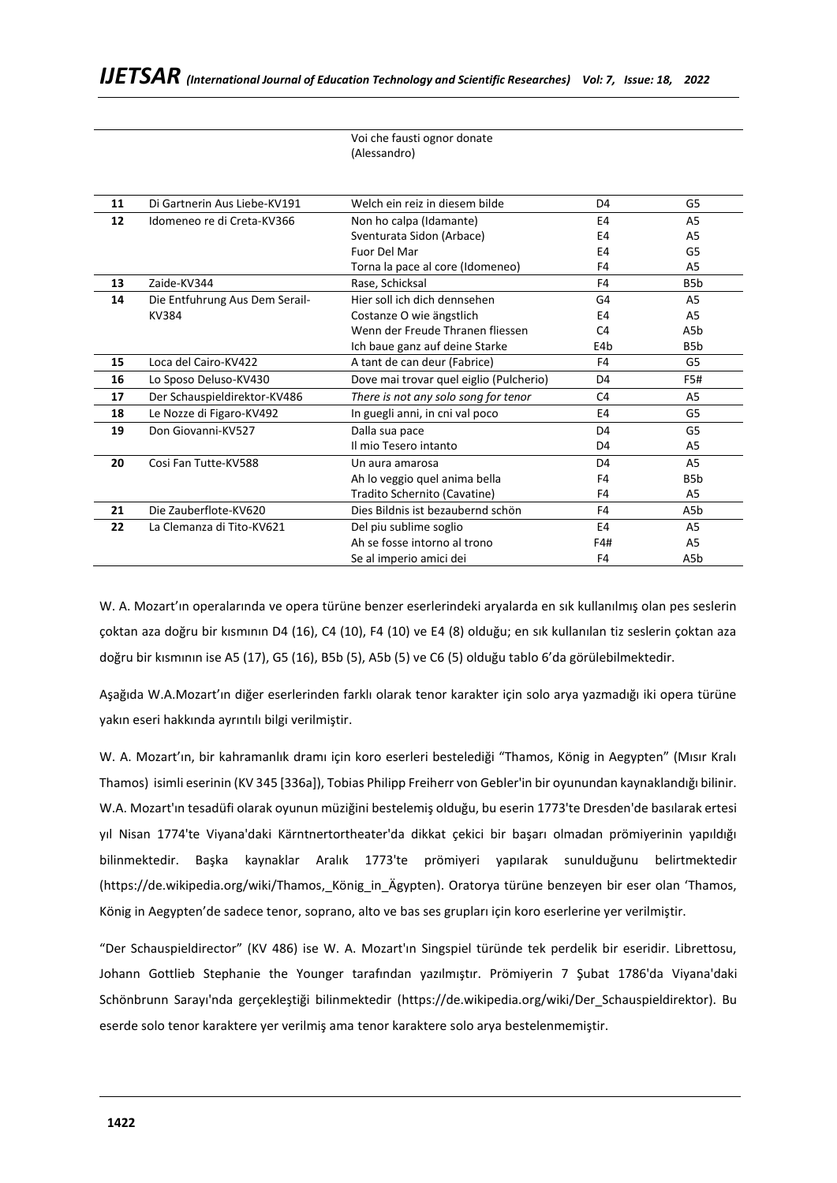| | | | | |
|---|---|---|---|---|
| | | Voi che fausti ognor donate (Alessandro) | | |
| **11** | Di Gartnerin Aus Liebe-KV191 | Welch ein reiz in diesem bilde | D4 | G5 |
| **12** | Idomeneo re di Creta-KV366 | Non ho calpa (Idamante) | E4 | A5 |
| | | Sventurata Sidon (Arbace) | E4 | A5 |
| | | Fuor Del Mar | E4 | G5 |
| | | Torna la pace al core (Idomeneo) | F4 | A5 |
| **13** | Zaide-KV344 | Rase, Schicksal | F4 | B5b |
| **14** | Die Entfuhrung Aus Dem Serail-KV384 | Hier soll ich dich dennsehen | G4 | A5 |
| | | Costanze O wie ängstlich | E4 | A5 |
| | | Wenn der Freude Thranen fliessen | C4 | A5b |
| | | Ich baue ganz auf deine Starke | E4b | B5b |
| **15** | Loca del Cairo-KV422 | A tant de can deur (Fabrice) | F4 | G5 |
| **16** | Lo Sposo Deluso-KV430 | Dove mai trovar quel eiglio (Pulcherio) | D4 | F5# |
| **17** | Der Schauspieldirektor-KV486 | *There is not any solo song for tenor* | C4 | A5 |
| **18** | Le Nozze di Figaro-KV492 | In guegli anni, in cni val poco | E4 | G5 |
| **19** | Don Giovanni-KV527 | Dalla sua pace | D4 | G5 |
| | | Il mio Tesero intanto | D4 | A5 |
| **20** | Cosi Fan Tutte-KV588 | Un aura amarosa | D4 | A5 |
| | | Ah lo veggio quel anima bella | F4 | B5b |
| | | Tradito Schernito (Cavatine) | F4 | A5 |
| **21** | Die Zauberflote-KV620 | Dies Bildnis ist bezaubernd schön | F4 | A5b |
| **22** | La Clemanza di Tito-KV621 | Del piu sublime soglio | E4 | A5 |
| | | Ah se fosse intorno al trono | F4# | A5 |
| | | Se al imperio amici dei | F4 | A5b |

W. A. Mozart'ın operalarında ve opera türüne benzer eserlerindeki aryalarda en sık kullanılmış olan pes seslerin çoktan aza doğru bir kısmının D4 (16), C4 (10), F4 (10) ve E4 (8) olduğu; en sık kullanılan tiz seslerin çoktan aza doğru bir kısmının ise A5 (17), G5 (16), B5b (5), A5b (5) ve C6 (5) olduğu tablo 6'da görülebilmektedir.

Aşağıda W.A.Mozart'ın diğer eserlerinden farklı olarak tenor karakter için solo arya yazmadığı iki opera türüne yakın eseri hakkında ayrıntılı bilgi verilmiştir.

W. A. Mozart'ın, bir kahramanlık dramı için koro eserleri bestelediği "Thamos, König in Aegypten" (Mısır Kralı Thamos) isimli eserinin (KV 345 [336a]), Tobias Philipp Freiherr von Gebler'in bir oyunundan kaynaklandığı bilinir. W.A. Mozart'ın tesadüfi olarak oyunun müziğini bestelemiş olduğu, bu eserin 1773'te Dresden'de basılarak ertesi yıl Nisan 1774'te Viyana'daki Kärntnertortheater'da dikkat çekici bir başarı olmadan prömiyerinin yapıldığı bilinmektedir. Başka kaynaklar Aralık 1773'te prömiyeri yapılarak sunulduğunu belirtmektedir (https://de.wikipedia.org/wiki/Thamos,_König_in_Ägypten). Oratorya türüne benzeyen bir eser olan 'Thamos, König in Aegypten'de sadece tenor, soprano, alto ve bas ses grupları için koro eserlerine yer verilmiştir.

"Der Schauspieldirector" (KV 486) ise W. A. Mozart'ın Singspiel türünde tek perdelik bir eseridir. Librettosu, Johann Gottlieb Stephanie the Younger tarafından yazılmıştır. Prömiyerin 7 Şubat 1786'da Viyana'daki Schönbrunn Sarayı'nda gerçekleştiği bilinmektedir (https://de.wikipedia.org/wiki/Der_Schauspieldirektor). Bu eserde solo tenor karaktere yer verilmiş ama tenor karaktere solo arya bestelenmemiştir.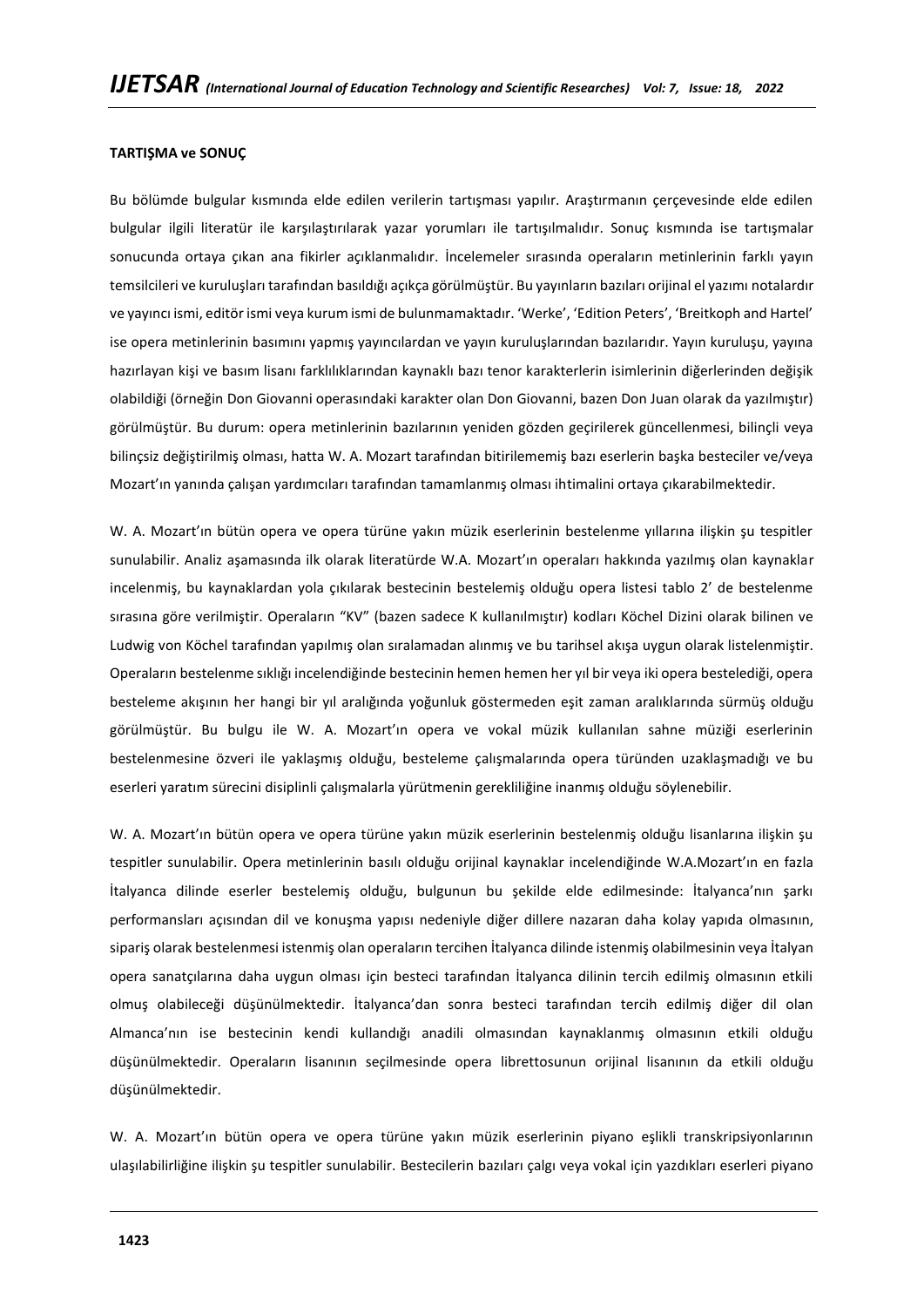**TARTIŞMA ve SONUÇ**

Bu bölümde bulgular kısmında elde edilen verilerin tartışması yapılır. Araştırmanın çerçevesinde elde edilen bulgular ilgili literatür ile karşılaştırılarak yazar yorumları ile tartışılmalıdır. Sonuç kısmında ise tartışmalar sonucunda ortaya çıkan ana fikirler açıklanmalıdır. İncelemeler sırasında operaların metinlerinin farklı yayın temsilcileri ve kuruluşları tarafından basıldığı açıkça görülmüştür. Bu yayınların bazıları orijinal el yazımı notalardır ve yayıncı ismi, editör ismi veya kurum ismi de bulunmamaktadır. 'Werke', 'Edition Peters', 'Breitkoph and Hartel' ise opera metinlerinin basımını yapmış yayıncılardan ve yayın kuruluşlarından bazılarıdır. Yayın kuruluşu, yayına hazırlayan kişi ve basım lisanı farklılıklarından kaynaklı bazı tenor karakterlerin isimlerinin diğerlerinden değişik olabildiği (örneğin Don Giovanni operasındaki karakter olan Don Giovanni, bazen Don Juan olarak da yazılmıştır) görülmüştür. Bu durum: opera metinlerinin bazılarının yeniden gözden geçirilerek güncellenmesi, bilinçli veya bilinçsiz değiştirilmiş olması, hatta W. A. Mozart tarafından bitirilememiş bazı eserlerin başka besteciler ve/veya Mozart'ın yanında çalışan yardımcıları tarafından tamamlanmış olması ihtimalini ortaya çıkarabilmektedir.

W. A. Mozart'ın bütün opera ve opera türüne yakın müzik eserlerinin bestelenme yıllarına ilişkin şu tespitler sunulabilir. Analiz aşamasında ilk olarak literatürde W.A. Mozart'ın operaları hakkında yazılmış olan kaynaklar incelenmiş, bu kaynaklardan yola çıkılarak bestecinin bestelemiş olduğu opera listesi tablo 2' de bestelenme sırasına göre verilmiştir. Operaların "KV" (bazen sadece K kullanılmıştır) kodları Köchel Dizini olarak bilinen ve Ludwig von Köchel tarafından yapılmış olan sıralamadan alınmış ve bu tarihsel akışa uygun olarak listelenmiştir. Operaların bestelenme sıklığı incelendiğinde bestecinin hemen hemen her yıl bir veya iki opera bestelediği, opera besteleme akışının her hangi bir yıl aralığında yoğunluk göstermeden eşit zaman aralıklarında sürmüş olduğu görülmüştür. Bu bulgu ile W. A. Mozart'ın opera ve vokal müzik kullanılan sahne müziği eserlerinin bestelenmesine özveri ile yaklaşmış olduğu, besteleme çalışmalarında opera türünden uzaklaşmadığı ve bu eserleri yaratım sürecini disiplinli çalışmalarla yürütmenin gerekliliğine inanmış olduğu söylenebilir.

W. A. Mozart'ın bütün opera ve opera türüne yakın müzik eserlerinin bestelenmiş olduğu lisanlarına ilişkin şu tespitler sunulabilir. Opera metinlerinin basılı olduğu orijinal kaynaklar incelendiğinde W.A.Mozart'ın en fazla İtalyanca dilinde eserler bestelemiş olduğu, bulgunun bu şekilde elde edilmesinde: İtalyanca'nın şarkı performansları açısından dil ve konuşma yapısı nedeniyle diğer dillere nazaran daha kolay yapıda olmasının, sipariş olarak bestelenmesi istenmiş olan operaların tercihen İtalyanca dilinde istenmiş olabilmesinin veya İtalyan opera sanatçılarına daha uygun olması için besteci tarafından İtalyanca dilinin tercih edilmiş olmasının etkili olmuş olabileceği düşünülmektedir. İtalyanca'dan sonra besteci tarafından tercih edilmiş diğer dil olan Almanca'nın ise bestecinin kendi kullandığı anadili olmasından kaynaklanmış olmasının etkili olduğu düşünülmektedir. Operaların lisanının seçilmesinde opera librettosunun orijinal lisanının da etkili olduğu düşünülmektedir.

W. A. Mozart'ın bütün opera ve opera türüne yakın müzik eserlerinin piyano eşlikli transkripsiyonlarının ulaşılabilirliğine ilişkin şu tespitler sunulabilir. Bestecilerin bazıları çalgı veya vokal için yazdıkları eserleri piyano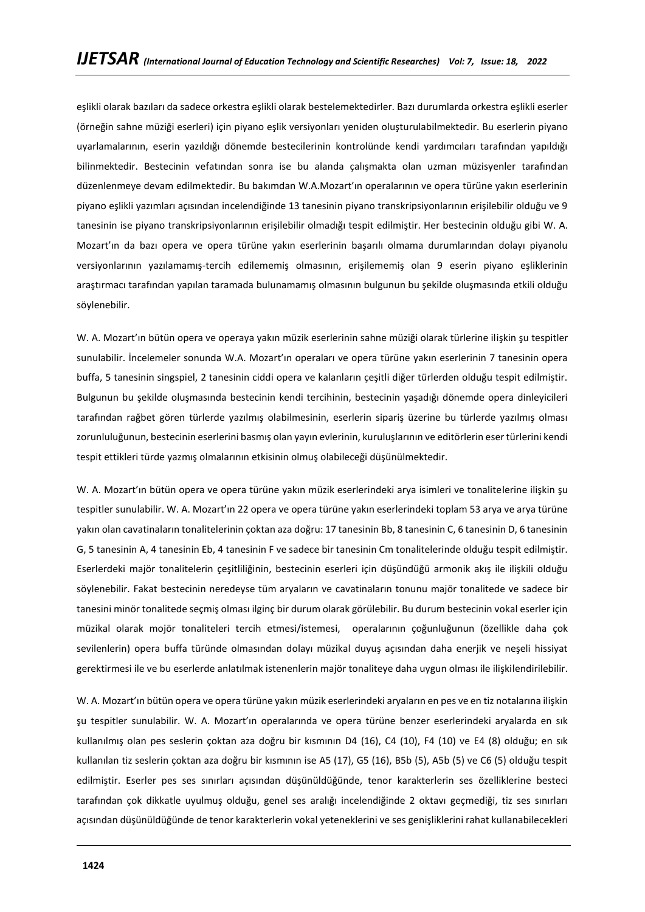eşlikli olarak bazıları da sadece orkestra eşlikli olarak bestelemektedirler. Bazı durumlarda orkestra eşlikli eserler (örneğin sahne müziği eserleri) için piyano eşlik versiyonları yeniden oluşturulabilmektedir. Bu eserlerin piyano uyarlamalarının, eserin yazıldığı dönemde bestecilerinin kontrolünde kendi yardımcıları tarafından yapıldığı bilinmektedir. Bestecinin vefatından sonra ise bu alanda çalışmakta olan uzman müzisyenler tarafından düzenlenmeye devam edilmektedir. Bu bakımdan W.A.Mozart'ın operalarının ve opera türüne yakın eserlerinin piyano eşlikli yazımları açısından incelendiğinde 13 tanesinin piyano transkripsiyonlarının erişilebilir olduğu ve 9 tanesinin ise piyano transkripsiyonlarının erişilebilir olmadığı tespit edilmiştir. Her bestecinin olduğu gibi W. A. Mozart'ın da bazı opera ve opera türüne yakın eserlerinin başarılı olmama durumlarından dolayı piyanolu versiyonlarının yazılamamış-tercih edilememiş olmasının, erişilememiş olan 9 eserin piyano eşliklerinin araştırmacı tarafından yapılan taramada bulunamamış olmasının bulgunun bu şekilde oluşmasında etkili olduğu söylenebilir.

W. A. Mozart'ın bütün opera ve operaya yakın müzik eserlerinin sahne müziği olarak türlerine ilişkin şu tespitler sunulabilir. İncelemeler sonunda W.A. Mozart'ın operaları ve opera türüne yakın eserlerinin 7 tanesinin opera buffa, 5 tanesinin singspiel, 2 tanesinin ciddi opera ve kalanların çeşitli diğer türlerden olduğu tespit edilmiştir. Bulgunun bu şekilde oluşmasında bestecinin kendi tercihinin, bestecinin yaşadığı dönemde opera dinleyicileri tarafından rağbet gören türlerde yazılmış olabilmesinin, eserlerin sipariş üzerine bu türlerde yazılmış olması zorunluluğunun, bestecinin eserlerini basmış olan yayın evlerinin, kuruluşlarının ve editörlerin eser türlerini kendi tespit ettikleri türde yazmış olmalarının etkisinin olmuş olabileceği düşünülmektedir.

W. A. Mozart'ın bütün opera ve opera türüne yakın müzik eserlerindeki arya isimleri ve tonalitelerine ilişkin şu tespitler sunulabilir. W. A. Mozart'ın 22 opera ve opera türüne yakın eserlerindeki toplam 53 arya ve arya türüne yakın olan cavatinaların tonalitelerinin çoktan aza doğru: 17 tanesinin Bb, 8 tanesinin C, 6 tanesinin D, 6 tanesinin G, 5 tanesinin A, 4 tanesinin Eb, 4 tanesinin F ve sadece bir tanesinin Cm tonalitelerinde olduğu tespit edilmiştir. Eserlerdeki majör tonalitelerin çeşitliliğinin, bestecinin eserleri için düşündüğü armonik akış ile ilişkili olduğu söylenebilir. Fakat bestecinin neredeyse tüm aryaların ve cavatinaların tonunu majör tonalitede ve sadece bir tanesini minör tonalitede seçmiş olması ilginç bir durum olarak görülebilir. Bu durum bestecinin vokal eserler için müzikal olarak mojör tonaliteleri tercih etmesi/istemesi, operalarının çoğunluğunun (özellikle daha çok sevilenlerin) opera buffa türünde olmasından dolayı müzikal duyuş açısından daha enerjik ve neşeli hissiyat gerektirmesi ile ve bu eserlerde anlatılmak istenenlerin majör tonaliteye daha uygun olması ile ilişkilendirilebilir.

W. A. Mozart'ın bütün opera ve opera türüne yakın müzik eserlerindeki aryaların en pes ve en tiz notalarına ilişkin şu tespitler sunulabilir. W. A. Mozart'ın operalarında ve opera türüne benzer eserlerindeki aryalarda en sık kullanılmış olan pes seslerin çoktan aza doğru bir kısmının D4 (16), C4 (10), F4 (10) ve E4 (8) olduğu; en sık kullanılan tiz seslerin çoktan aza doğru bir kısmının ise A5 (17), G5 (16), B5b (5), A5b (5) ve C6 (5) olduğu tespit edilmiştir. Eserler pes ses sınırları açısından düşünüldüğünde, tenor karakterlerin ses özelliklerine besteci tarafından çok dikkatle uyulmuş olduğu, genel ses aralığı incelendiğinde 2 oktavı geçmediği, tiz ses sınırları açısından düşünüldüğünde de tenor karakterlerin vokal yeteneklerini ve ses genişliklerini rahat kullanabilecekleri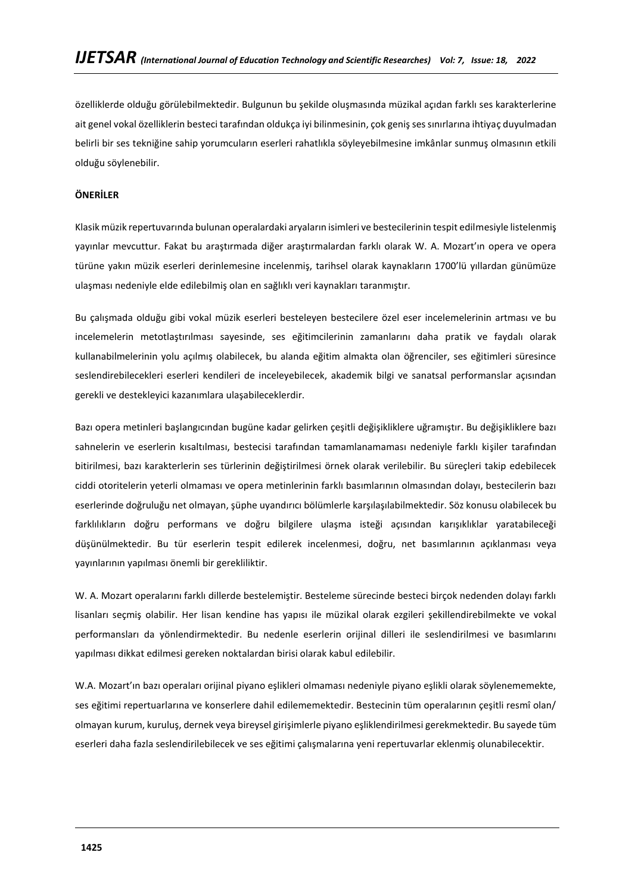özelliklerde olduğu görülebilmektedir. Bulgunun bu şekilde oluşmasında müzikal açıdan farklı ses karakterlerine ait genel vokal özelliklerin besteci tarafından oldukça iyi bilinmesinin, çok geniş ses sınırlarına ihtiyaç duyulmadan belirli bir ses tekniğine sahip yorumcuların eserleri rahatlıkla söyleyebilmesine imkânlar sunmuş olmasının etkili olduğu söylenebilir.

**ÖNERİLER**

Klasik müzik repertuvarında bulunan operalardaki aryaların isimleri ve bestecilerinin tespit edilmesiyle listelenmiş yayınlar mevcuttur. Fakat bu araştırmada diğer araştırmalardan farklı olarak W. A. Mozart'ın opera ve opera türüne yakın müzik eserleri derinlemesine incelenmiş, tarihsel olarak kaynakların 1700'lü yıllardan günümüze ulaşması nedeniyle elde edilebilmiş olan en sağlıklı veri kaynakları taranmıştır.

Bu çalışmada olduğu gibi vokal müzik eserleri besteleyen bestecilere özel eser incelemelerinin artması ve bu incelemelerin metotlaştırılması sayesinde, ses eğitimcilerinin zamanlarını daha pratik ve faydalı olarak kullanabilmelerinin yolu açılmış olabilecek, bu alanda eğitim almakta olan öğrenciler, ses eğitimleri süresince seslendirebilecekleri eserleri kendileri de inceleyebilecek, akademik bilgi ve sanatsal performanslar açısından gerekli ve destekleyici kazanımlara ulaşabileceklerdir.

Bazı opera metinleri başlangıcından bugüne kadar gelirken çeşitli değişikliklere uğramıştır. Bu değişikliklere bazı sahnelerin ve eserlerin kısaltılması, bestecisi tarafından tamamlanamaması nedeniyle farklı kişiler tarafından bitirilmesi, bazı karakterlerin ses türlerinin değiştirilmesi örnek olarak verilebilir. Bu süreçleri takip edebilecek ciddi otoritelerin yeterli olmaması ve opera metinlerinin farklı basımlarının olmasından dolayı, bestecilerin bazı eserlerinde doğruluğu net olmayan, şüphe uyandırıcı bölümlerle karşılaşılabilmektedir. Söz konusu olabilecek bu farklılıkların doğru performans ve doğru bilgilere ulaşma isteği açısından karışıklıklar yaratabileceği düşünülmektedir. Bu tür eserlerin tespit edilerek incelenmesi, doğru, net basımlarının açıklanması veya yayınlarının yapılması önemli bir gerekliliktir.

W. A. Mozart operalarını farklı dillerde bestelemiştir. Besteleme sürecinde besteci birçok nedenden dolayı farklı lisanları seçmiş olabilir. Her lisan kendine has yapısı ile müzikal olarak ezgileri şekillendirebilmekte ve vokal performansları da yönlendirmektedir. Bu nedenle eserlerin orijinal dilleri ile seslendirilmesi ve basımlarını yapılması dikkat edilmesi gereken noktalardan birisi olarak kabul edilebilir.

W.A. Mozart'ın bazı operaları orijinal piyano eşlikleri olmaması nedeniyle piyano eşlikli olarak söylenememekte, ses eğitimi repertuarlarına ve konserlere dahil edilememektedir. Bestecinin tüm operalarının çeşitli resmî olan/ olmayan kurum, kuruluş, dernek veya bireysel girişimlerle piyano eşliklendirilmesi gerekmektedir. Bu sayede tüm eserleri daha fazla seslendirilebilecek ve ses eğitimi çalışmalarına yeni repertuvarlar eklenmiş olunabilecektir.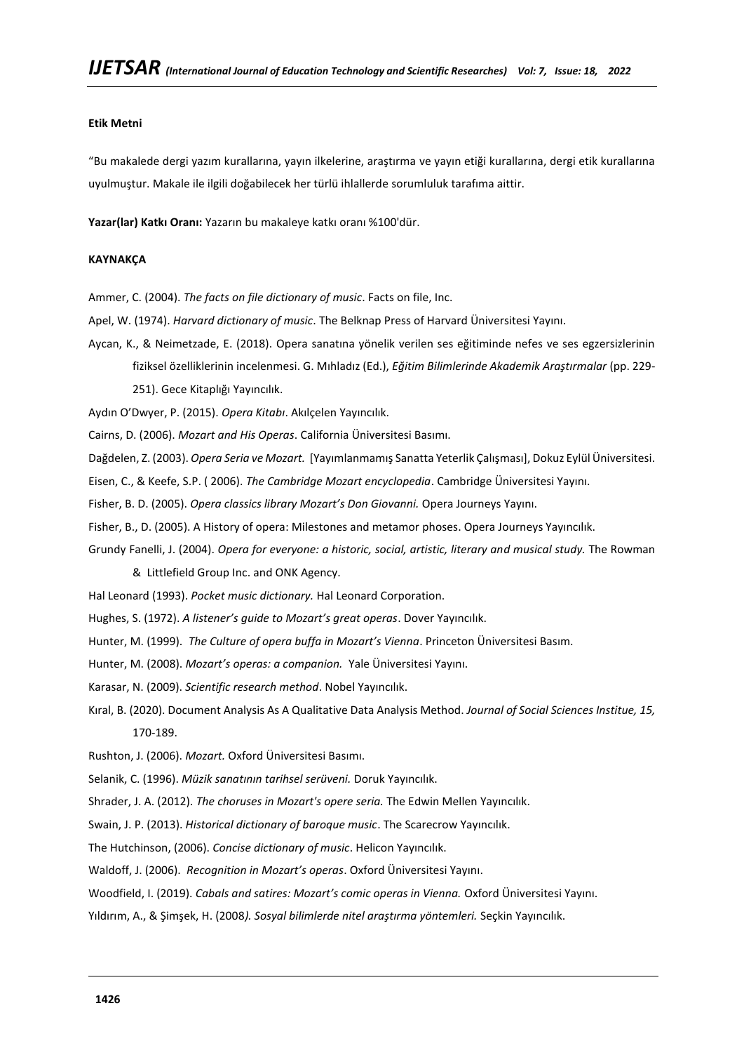**Etik Metni**

"Bu makalede dergi yazım kurallarına, yayın ilkelerine, araştırma ve yayın etiği kurallarına, dergi etik kurallarına uyulmuştur. Makale ile ilgili doğabilecek her türlü ihlallerde sorumluluk tarafıma aittir.

**Yazar(lar) Katkı Oranı:** Yazarın bu makaleye katkı oranı %100'dür.

**KAYNAKÇA**

Ammer, C. (2004). *The facts on file dictionary of music*. Facts on file, Inc.

Apel, W. (1974). *Harvard dictionary of music*. The Belknap Press of Harvard Üniversitesi Yayını.

Aycan, K., & Neimetzade, E. (2018). Opera sanatına yönelik verilen ses eğitiminde nefes ve ses egzersizlerinin fiziksel özelliklerinin incelenmesi. G. Mıhladız (Ed.), *Eğitim Bilimlerinde Akademik Araştırmalar* (pp. 229-251). Gece Kitaplığı Yayıncılık.

Aydın O'Dwyer, P. (2015). *Opera Kitabı*. Akılçelen Yayıncılık.

Cairns, D. (2006). *Mozart and His Operas*. California Üniversitesi Basımı.

Dağdelen, Z. (2003). *Opera Seria ve Mozart.* [Yayımlanmamış Sanatta Yeterlik Çalışması], Dokuz Eylül Üniversitesi.

Eisen, C., & Keefe, S.P. ( 2006). *The Cambridge Mozart encyclopedia*. Cambridge Üniversitesi Yayını.

Fisher, B. D. (2005). *Opera classics library Mozart's Don Giovanni.* Opera Journeys Yayını.

Fisher, B., D. (2005). A History of opera: Milestones and metamor phoses. Opera Journeys Yayıncılık.

Grundy Fanelli, J. (2004). *Opera for everyone: a historic, social, artistic, literary and musical study.* The Rowman & Littlefield Group Inc. and ONK Agency.

Hal Leonard (1993). *Pocket music dictionary.* Hal Leonard Corporation.

Hughes, S. (1972). *A listener's guide to Mozart's great operas*. Dover Yayıncılık.

Hunter, M. (1999). *The Culture of opera buffa in Mozart's Vienna*. Princeton Üniversitesi Basım.

Hunter, M. (2008). *Mozart's operas: a companion.* Yale Üniversitesi Yayını.

Karasar, N. (2009). *Scientific research method*. Nobel Yayıncılık.

Kıral, B. (2020). Document Analysis As A Qualitative Data Analysis Method. *Journal of Social Sciences Institue, 15,* 170-189.

Rushton, J. (2006). *Mozart.* Oxford Üniversitesi Basımı.

Selanik, C. (1996). *Müzik sanatının tarihsel serüveni.* Doruk Yayıncılık.

Shrader, J. A. (2012). *The choruses in Mozart's opere seria.* The Edwin Mellen Yayıncılık.

Swain, J. P. (2013). *Historical dictionary of baroque music*. The Scarecrow Yayıncılık.

The Hutchinson, (2006). *Concise dictionary of music*. Helicon Yayıncılık.

Waldoff, J. (2006). *Recognition in Mozart's operas*. Oxford Üniversitesi Yayını.

Woodfield, I. (2019). *Cabals and satires: Mozart's comic operas in Vienna.* Oxford Üniversitesi Yayını.

Yıldırım, A., & Şimşek, H. (2008*). Sosyal bilimlerde nitel araştırma yöntemleri.* Seçkin Yayıncılık.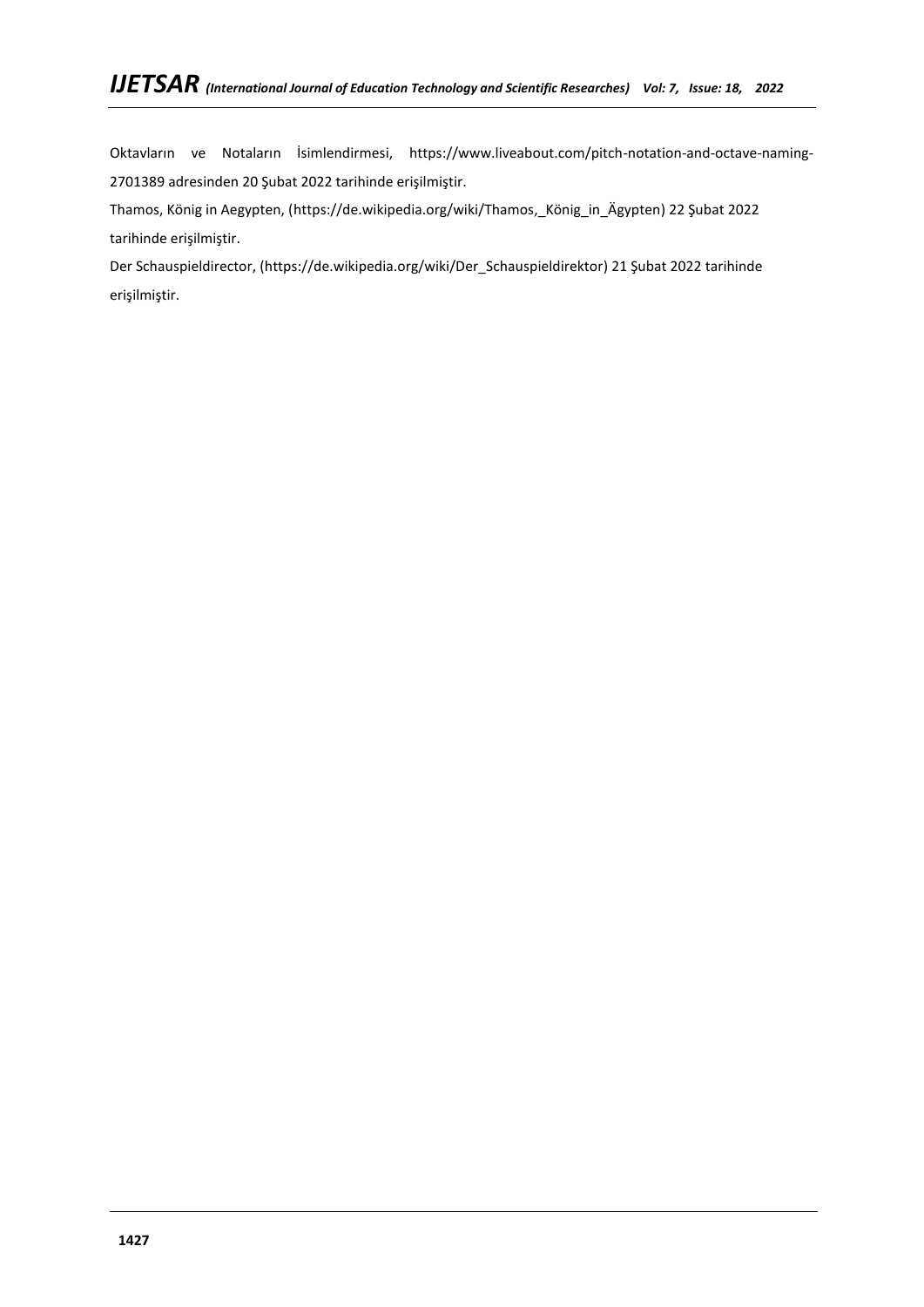Oktavların ve Notaların İsimlendirmesi, https://www.liveabout.com/pitch-notation-and-octave-naming-2701389 adresinden 20 Şubat 2022 tarihinde erişilmiştir.

Thamos, König in Aegypten, (https://de.wikipedia.org/wiki/Thamos,_König_in_Ägypten) 22 Şubat 2022 tarihinde erişilmiştir.

Der Schauspieldirector, (https://de.wikipedia.org/wiki/Der_Schauspieldirektor) 21 Şubat 2022 tarihinde erişilmiştir.